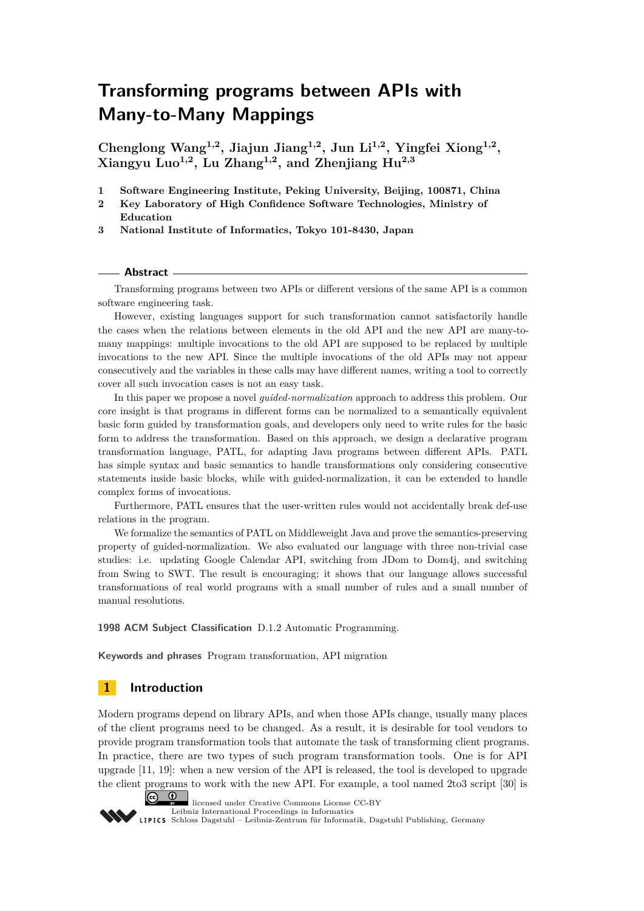# Transforming programs between APIs with Many-to-Many Mappings

**Chenglong Wang[1,2], Jiajun Jiang[1,2], Jun Li[1,2], Yingfei Xiong[1,2], Xiangyu Luo[1,2], Lu Zhang[1,2], and Zhenjiang Hu[2,3]**

1. **Software Engineering Institute, Peking University, Beijing, 100871, China**
2. **Key Laboratory of High Confidence Software Technologies, Ministry of Education**
3. **National Institute of Informatics, Tokyo 101-8430, Japan**

## Abstract

Transforming programs between two APIs or different versions of the same API is a common software engineering task.

However, existing languages support for such transformation cannot satisfactorily handle the cases when the relations between elements in the old API and the new API are many-to-many mappings: multiple invocations to the old API are supposed to be replaced by multiple invocations to the new API. Since the multiple invocations of the old APIs may not appear consecutively and the variables in these calls may have different names, writing a tool to correctly cover all such invocation cases is not an easy task.

In this paper we propose a novel *guided-normalization* approach to address this problem. Our core insight is that programs in different forms can be normalized to a semantically equivalent basic form guided by transformation goals, and developers only need to write rules for the basic form to address the transformation. Based on this approach, we design a declarative program transformation language, PATL, for adapting Java programs between different APIs. PATL has simple syntax and basic semantics to handle transformations only considering consecutive statements inside basic blocks, while with guided-normalization, it can be extended to handle complex forms of invocations.

Furthermore, PATL ensures that the user-written rules would not accidentally break def-use relations in the program.

We formalize the semantics of PATL on Middleweight Java and prove the semantics-preserving property of guided-normalization. We also evaluated our language with three non-trivial case studies: i.e. updating Google Calendar API, switching from JDom to Dom4j, and switching from Swing to SWT. The result is encouraging; it shows that our language allows successful transformations of real world programs with a small number of rules and a small number of manual resolutions.

**1998 ACM Subject Classification** D.1.2 Automatic Programming.

**Keywords and phrases** Program transformation, API migration

## 1 Introduction

Modern programs depend on library APIs, and when those APIs change, usually many places of the client programs need to be changed. As a result, it is desirable for tool vendors to provide program transformation tools that automate the task of transforming client programs. In practice, there are two types of such program transformation tools. One is for API upgrade [11, 19]: when a new version of the API is released, the tool is developed to upgrade the client programs to work with the new API. For example, a tool named 2to3 script [30] is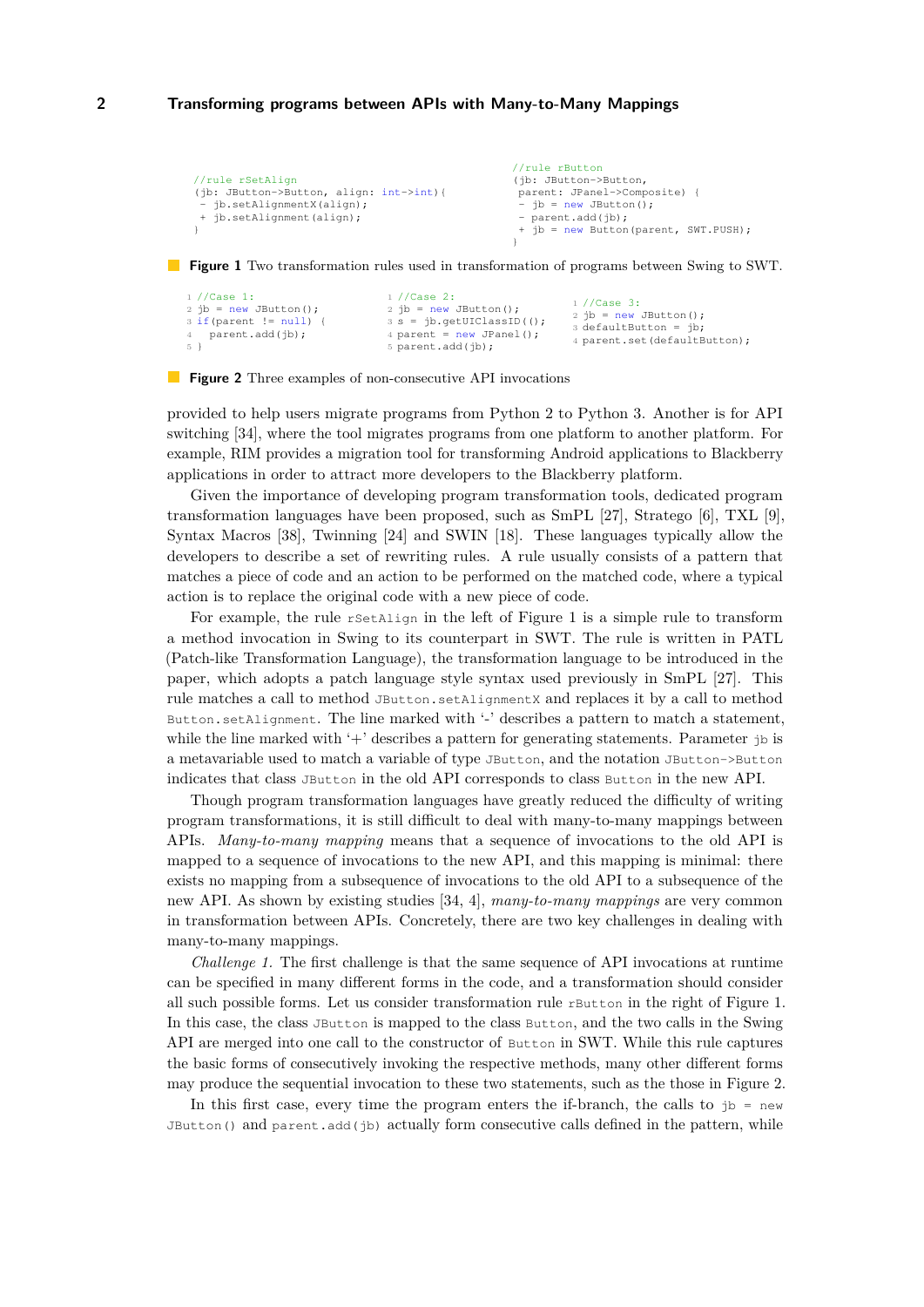```
//rule rSetAlign
(jb: JButton->Button, align: int->int){
 - jb.setAlignmentX(align);
 + jb.setAlignment(align);
}
```

```
//rule rButton
(jb: JButton->Button,
 parent: JPanel->Composite) {
 - jb = new JButton();
 - parent.add(jb);
 + jb = new Button(parent, SWT.PUSH);
}
```

**Figure 1** Two transformation rules used in transformation of programs between Swing to SWT.

```
1 //Case 1:
2 jb = new JButton();
3 if(parent != null) {
4   parent.add(jb);
5 }
```

```
1 //Case 2:
2 jb = new JButton();
3 s = jb.getUIClassID();
4 parent = new JPanel();
5 parent.add(jb);
```

```
1 //Case 3:
2 jb = new JButton();
3 defaultButton = jb;
4 parent.set(defaultButton);
```

**Figure 2** Three examples of non-consecutive API invocations

provided to help users migrate programs from Python 2 to Python 3. Another is for API switching [34], where the tool migrates programs from one platform to another platform. For example, RIM provides a migration tool for transforming Android applications to Blackberry applications in order to attract more developers to the Blackberry platform.

Given the importance of developing program transformation tools, dedicated program transformation languages have been proposed, such as SmPL [27], Stratego [6], TXL [9], Syntax Macros [38], Twinning [24] and SWIN [18]. These languages typically allow the developers to describe a set of rewriting rules. A rule usually consists of a pattern that matches a piece of code and an action to be performed on the matched code, where a typical action is to replace the original code with a new piece of code.

For example, the rule `rSetAlign` in the left of Figure 1 is a simple rule to transform a method invocation in Swing to its counterpart in SWT. The rule is written in PATL (Patch-like Transformation Language), the transformation language to be introduced in the paper, which adopts a patch language style syntax used previously in SmPL [27]. This rule matches a call to method `JButton.setAlignmentX` and replaces it by a call to method `Button.setAlignment`. The line marked with '-' describes a pattern to match a statement, while the line marked with '+' describes a pattern for generating statements. Parameter `jb` is a metavariable used to match a variable of type `JButton`, and the notation `JButton->Button` indicates that class `JButton` in the old API corresponds to class `Button` in the new API.

Though program transformation languages have greatly reduced the difficulty of writing program transformations, it is still difficult to deal with many-to-many mappings between APIs. *Many-to-many mapping* means that a sequence of invocations to the old API is mapped to a sequence of invocations to the new API, and this mapping is minimal: there exists no mapping from a subsequence of invocations to the old API to a subsequence of the new API. As shown by existing studies [34, 4], *many-to-many mappings* are very common in transformation between APIs. Concretely, there are two key challenges in dealing with many-to-many mappings.

*Challenge 1.* The first challenge is that the same sequence of API invocations at runtime can be specified in many different forms in the code, and a transformation should consider all such possible forms. Let us consider transformation rule `rButton` in the right of Figure 1. In this case, the class `JButton` is mapped to the class `Button`, and the two calls in the Swing API are merged into one call to the constructor of `Button` in SWT. While this rule captures the basic forms of consecutively invoking the respective methods, many other different forms may produce the sequential invocation to these two statements, such as the those in Figure 2.

In this first case, every time the program enters the if-branch, the calls to `jb = new JButton()` and `parent.add(jb)` actually form consecutive calls defined in the pattern, while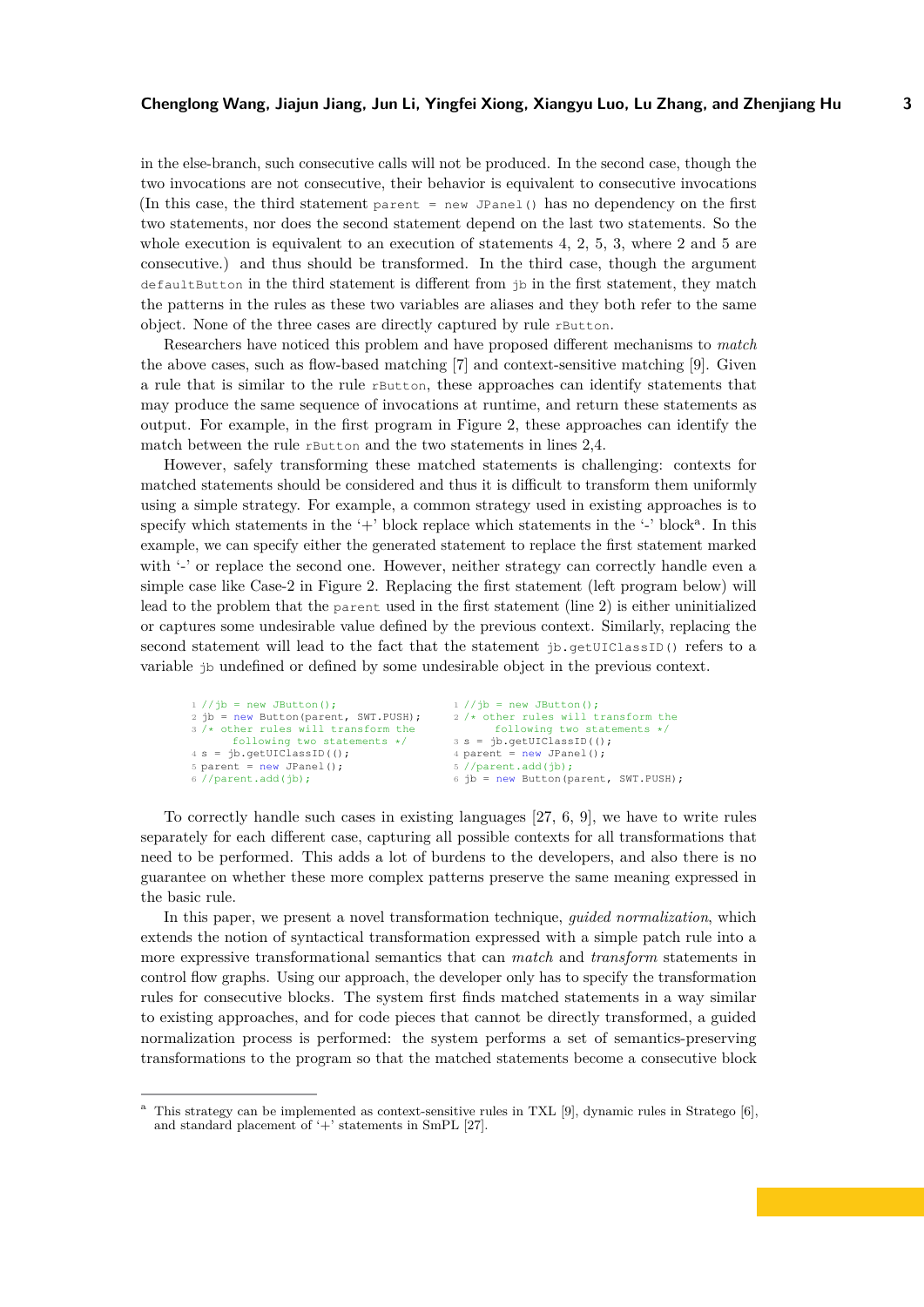in the else-branch, such consecutive calls will not be produced. In the second case, though the two invocations are not consecutive, their behavior is equivalent to consecutive invocations (In this case, the third statement `parent = new JPanel()` has no dependency on the first two statements, nor does the second statement depend on the last two statements. So the whole execution is equivalent to an execution of statements 4, 2, 5, 3, where 2 and 5 are consecutive.) and thus should be transformed. In the third case, though the argument `defaultButton` in the third statement is different from `jb` in the first statement, they match the patterns in the rules as these two variables are aliases and they both refer to the same object. None of the three cases are directly captured by rule `rButton`.

Researchers have noticed this problem and have proposed different mechanisms to *match* the above cases, such as flow-based matching [7] and context-sensitive matching [9]. Given a rule that is similar to the rule `rButton`, these approaches can identify statements that may produce the same sequence of invocations at runtime, and return these statements as output. For example, in the first program in Figure 2, these approaches can identify the match between the rule `rButton` and the two statements in lines 2,4.

However, safely transforming these matched statements is challenging: contexts for matched statements should be considered and thus it is difficult to transform them uniformly using a simple strategy. For example, a common strategy used in existing approaches is to specify which statements in the '+' block replace which statements in the '-' block[a]. In this example, we can specify either the generated statement to replace the first statement marked with '-' or replace the second one. However, neither strategy can correctly handle even a simple case like Case-2 in Figure 2. Replacing the first statement (left program below) will lead to the problem that the `parent` used in the first statement (line 2) is either uninitialized or captures some undesirable value defined by the previous context. Similarly, replacing the second statement will lead to the fact that the statement `jb.getUIClassID()` refers to a variable `jb` undefined or defined by some undesirable object in the previous context.

```
1 //jb = new JButton();
2 jb = new Button(parent, SWT.PUSH);
3 /* other rules will transform the
     following two statements */
4 s = jb.getUIClassID(();
5 parent = new JPanel();
6 //parent.add(jb);
```

```
1 //jb = new JButton();
2 /* other rules will transform the
     following two statements */
3 s = jb.getUIClassID(();
4 parent = new JPanel();
5 //parent.add(jb);
6 jb = new Button(parent, SWT.PUSH);
```

To correctly handle such cases in existing languages [27, 6, 9], we have to write rules separately for each different case, capturing all possible contexts for all transformations that need to be performed. This adds a lot of burdens to the developers, and also there is no guarantee on whether these more complex patterns preserve the same meaning expressed in the basic rule.

In this paper, we present a novel transformation technique, *guided normalization*, which extends the notion of syntactical transformation expressed with a simple patch rule into a more expressive transformational semantics that can *match* and *transform* statements in control flow graphs. Using our approach, the developer only has to specify the transformation rules for consecutive blocks. The system first finds matched statements in a way similar to existing approaches, and for code pieces that cannot be directly transformed, a guided normalization process is performed: the system performs a set of semantics-preserving transformations to the program so that the matched statements become a consecutive block

[a] This strategy can be implemented as context-sensitive rules in TXL [9], dynamic rules in Stratego [6], and standard placement of '+' statements in SmPL [27].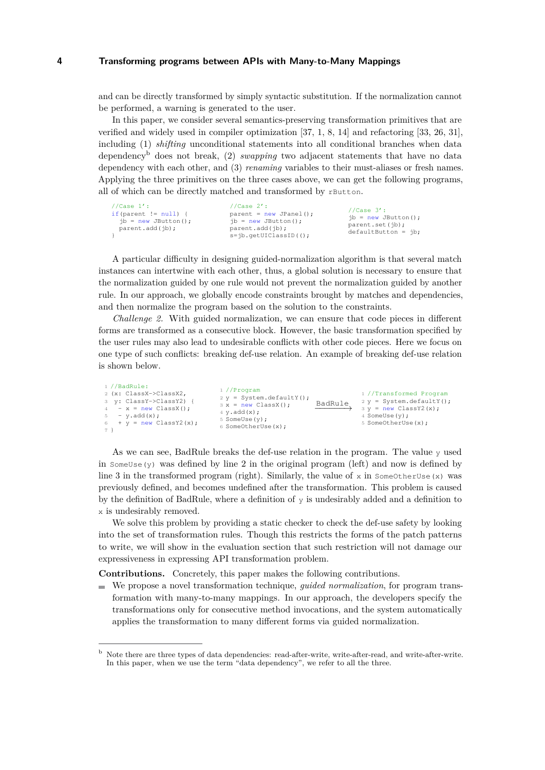and can be directly transformed by simply syntactic substitution. If the normalization cannot be performed, a warning is generated to the user.

In this paper, we consider several semantics-preserving transformation primitives that are verified and widely used in compiler optimization [37, 1, 8, 14] and refactoring [33, 26, 31], including (1) *shifting* unconditional statements into all conditional branches when data dependency[b] does not break, (2) *swapping* two adjacent statements that have no data dependency with each other, and (3) *renaming* variables to their must-aliases or fresh names. Applying the three primitives on the three cases above, we can get the following programs, all of which can be directly matched and transformed by `rButton`.

```
//Case 1':
if(parent != null) {
  jb = new JButton();
  parent.add(jb);
}
```

```
//Case 2':
parent = new JPanel();
jb = new JButton();
parent.add(jb);
s=jb.getUIClassID();
```

```
//Case 3':
jb = new JButton();
parent.set(jb);
defaultButton = jb;
```

A particular difficulty in designing guided-normalization algorithm is that several match instances can intertwine with each other, thus, a global solution is necessary to ensure that the normalization guided by one rule would not prevent the normalization guided by another rule. In our approach, we globally encode constraints brought by matches and dependencies, and then normalize the program based on the solution to the constraints.

*Challenge 2.* With guided normalization, we can ensure that code pieces in different forms are transformed as a consecutive block. However, the basic transformation specified by the user rules may also lead to undesirable conflicts with other code pieces. Here we focus on one type of such conflicts: breaking def-use relation. An example of breaking def-use relation is shown below.

```
1 //BadRule:
2 (x: ClassX->ClassX2,
3  y: ClassY->ClassY2) {
4   - x = new ClassX();
5   - y.add(x);
6   + y = new ClassY2(x);
7 }
```

```
1 //Program
2 y = System.defaultY();
3 x = new ClassX();
4 y.add(x);
5 SomeUse(y);
6 SomeOtherUse(x);
```

$\xrightarrow{\text{BadRule}}$

```
1 //Transformed Program
2 y = System.defaultY();
3 y = new ClassY2(x);
4 SomeUse(y);
5 SomeOtherUse(x);
```

As we can see, BadRule breaks the def-use relation in the program. The value `y` used in `SomeUse(y)` was defined by line 2 in the original program (left) and now is defined by line 3 in the transformed program (right). Similarly, the value of `x` in `SomeOtherUse(x)` was previously defined, and becomes undefined after the transformation. This problem is caused by the definition of BadRule, where a definition of `y` is undesirably added and a definition to `x` is undesirably removed.

We solve this problem by providing a static checker to check the def-use safety by looking into the set of transformation rules. Though this restricts the forms of the patch patterns to write, we will show in the evaluation section that such restriction will not damage our expressiveness in expressing API transformation problem.

**Contributions.** Concretely, this paper makes the following contributions.

- We propose a novel transformation technique, *guided normalization*, for program transformation with many-to-many mappings. In our approach, the developers specify the transformations only for consecutive method invocations, and the system automatically applies the transformation to many different forms via guided normalization.

[b] Note there are three types of data dependencies: read-after-write, write-after-read, and write-after-write. In this paper, when we use the term "data dependency", we refer to all the three.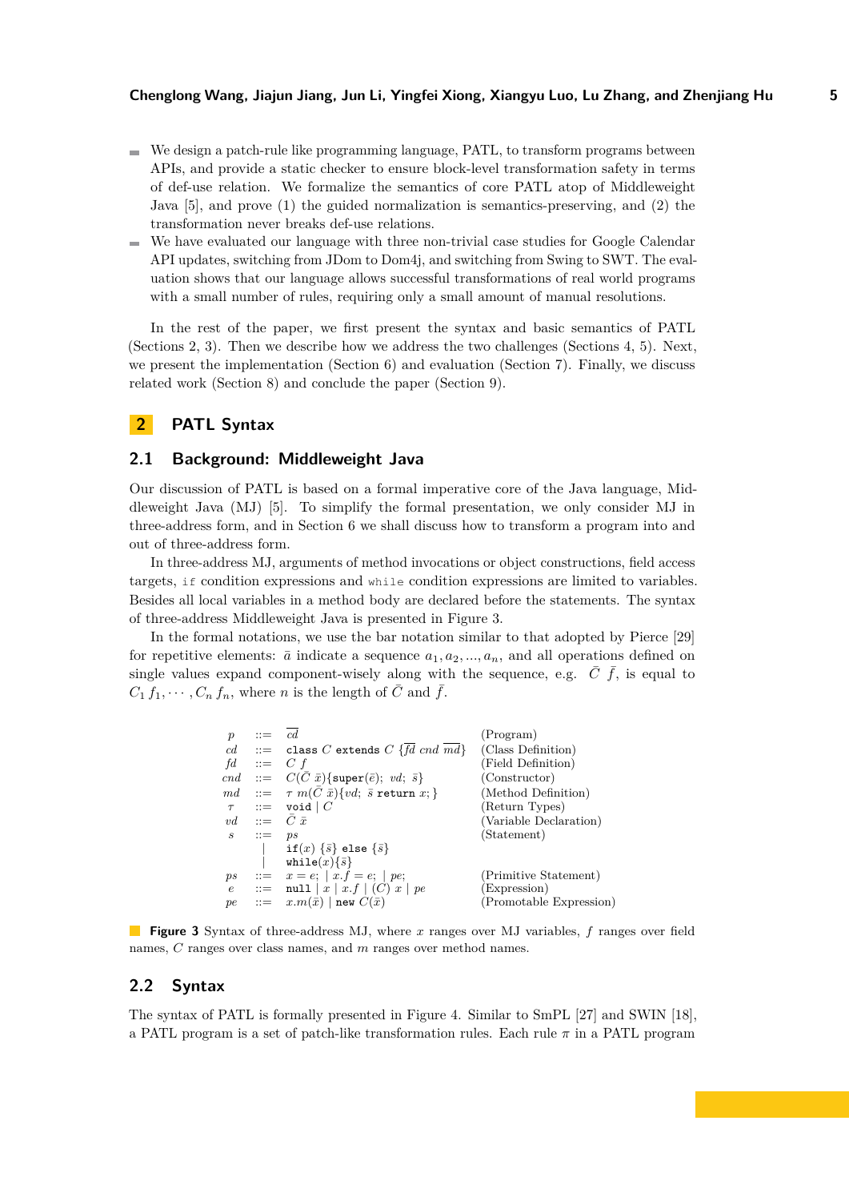- We design a patch-rule like programming language, PATL, to transform programs between APIs, and provide a static checker to ensure block-level transformation safety in terms of def-use relation. We formalize the semantics of core PATL atop of Middleweight Java [5], and prove (1) the guided normalization is semantics-preserving, and (2) the transformation never breaks def-use relations.
- We have evaluated our language with three non-trivial case studies for Google Calendar API updates, switching from JDom to Dom4j, and switching from Swing to SWT. The evaluation shows that our language allows successful transformations of real world programs with a small number of rules, requiring only a small amount of manual resolutions.

In the rest of the paper, we first present the syntax and basic semantics of PATL (Sections 2, 3). Then we describe how we address the two challenges (Sections 4, 5). Next, we present the implementation (Section 6) and evaluation (Section 7). Finally, we discuss related work (Section 8) and conclude the paper (Section 9).

## 2 PATL Syntax

### 2.1 Background: Middleweight Java

Our discussion of PATL is based on a formal imperative core of the Java language, Middleweight Java (MJ) [5]. To simplify the formal presentation, we only consider MJ in three-address form, and in Section 6 we shall discuss how to transform a program into and out of three-address form.

In three-address MJ, arguments of method invocations or object constructions, field access targets, `if` condition expressions and `while` condition expressions are limited to variables. Besides all local variables in a method body are declared before the statements. The syntax of three-address Middleweight Java is presented in Figure 3.

In the formal notations, we use the bar notation similar to that adopted by Pierce [29] for repetitive elements: $\bar{a}$ indicate a sequence $a_1, a_2, ..., a_n$, and all operations defined on single values expand component-wisely along with the sequence, e.g. $\bar{C}\ \bar{f}$, is equal to $C_1\, f_1, \cdots, C_n\, f_n$, where $n$ is the length of $\bar{C}$ and $\bar{f}$.

| | | | |
|---|---|---|---|
| $p$ | ::= | $\overline{cd}$ | (Program) |
| $cd$ | ::= | `class` $C$ `extends` $C$ $\{\overline{fd}\ cnd\ \overline{md}\}$ | (Class Definition) |
| $fd$ | ::= | $C\ f$ | (Field Definition) |
| $cnd$ | ::= | $C(\bar{C}\ \bar{x})\{$`super`$(\bar{e});\ vd;\ \bar{s}\}$ | (Constructor) |
| $md$ | ::= | $\tau\ m(\bar{C}\ \bar{x})\{vd;\ \bar{s}$ `return` $x;\}$ | (Method Definition) |
| $\tau$ | ::= | `void` $\mid C$ | (Return Types) |
| $vd$ | ::= | $\bar{C}\ \bar{x}$ | (Variable Declaration) |
| $s$ | ::= | $ps$ | (Statement) |
| | $\mid$ | `if`$(x)\ \{\bar{s}\}$ `else` $\{\bar{s}\}$ | |
| | $\mid$ | `while`$(x)\{\bar{s}\}$ | |
| $ps$ | ::= | $x = e;\ \mid x.f = e;\ \mid pe;$ | (Primitive Statement) |
| $e$ | ::= | `null` $\mid x \mid x.f \mid (C)\ x \mid pe$ | (Expression) |
| $pe$ | ::= | $x.m(\bar{x})\ \mid$ `new` $C(\bar{x})$ | (Promotable Expression) |

**Figure 3** Syntax of three-address MJ, where $x$ ranges over MJ variables, $f$ ranges over field names, $C$ ranges over class names, and $m$ ranges over method names.

### 2.2 Syntax

The syntax of PATL is formally presented in Figure 4. Similar to SmPL [27] and SWIN [18], a PATL program is a set of patch-like transformation rules. Each rule $\pi$ in a PATL program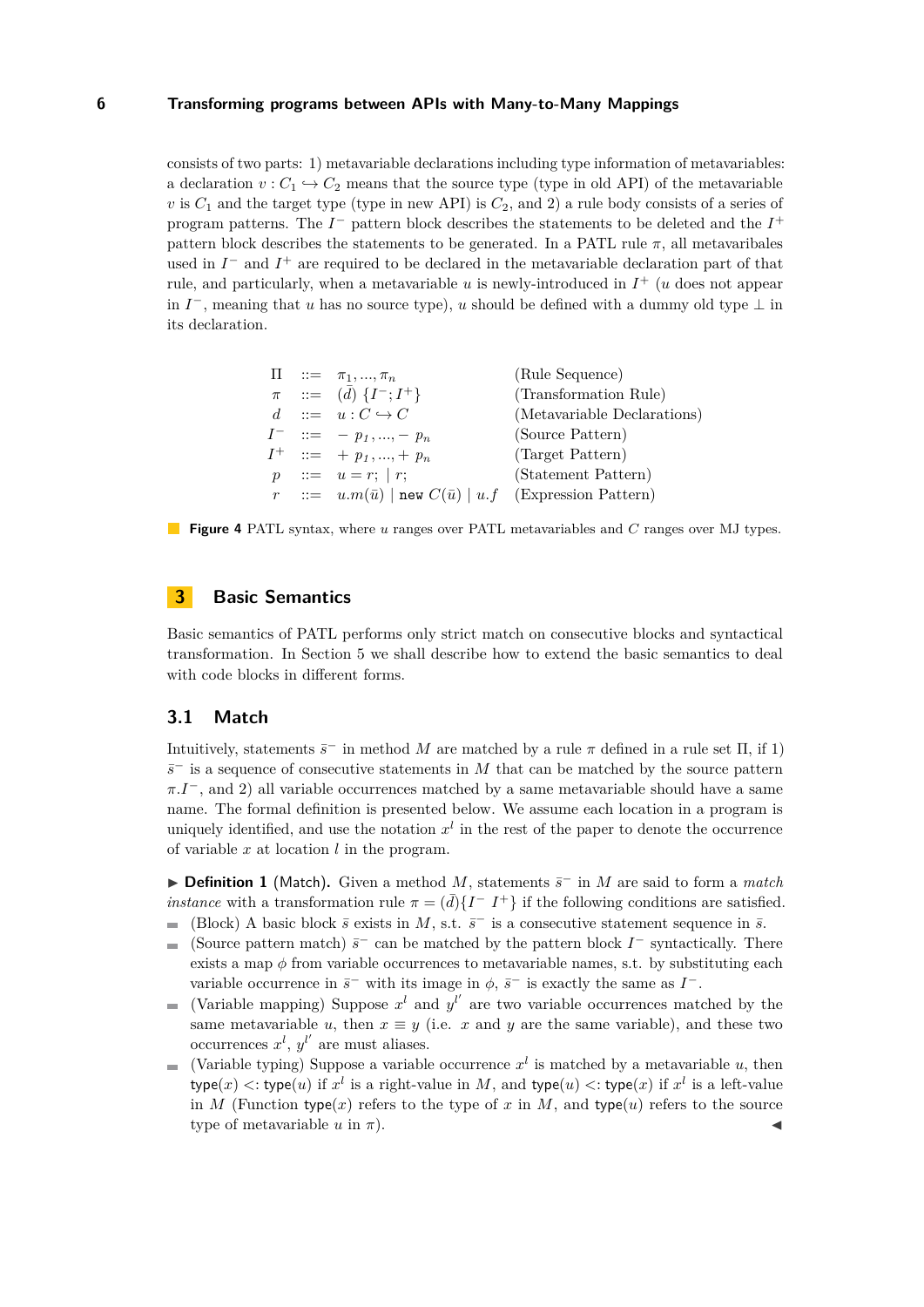consists of two parts: 1) metavariable declarations including type information of metavariables: a declaration $v : C_1 \hookrightarrow C_2$ means that the source type (type in old API) of the metavariable $v$ is $C_1$ and the target type (type in new API) is $C_2$, and 2) a rule body consists of a series of program patterns. The $I^-$ pattern block describes the statements to be deleted and the $I^+$ pattern block describes the statements to be generated. In a PATL rule $\pi$, all metavaribales used in $I^-$ and $I^+$ are required to be declared in the metavariable declaration part of that rule, and particularly, when a metavariable $u$ is newly-introduced in $I^+$ ($u$ does not appear in $I^-$, meaning that $u$ has no source type), $u$ should be defined with a dummy old type $\bot$ in its declaration.

| | | | |
|---|---|---|---|
| $\Pi$ | $::=$ | $\pi_1, ..., \pi_n$ | (Rule Sequence) |
| $\pi$ | $::=$ | $(\bar{d})\ \{I^-; I^+\}$ | (Transformation Rule) |
| $d$ | $::=$ | $u : C \hookrightarrow C$ | (Metavariable Declarations) |
| $I^-$ | $::=$ | $-\ p_1, ..., -\ p_n$ | (Source Pattern) |
| $I^+$ | $::=$ | $+\ p_1, ..., +\ p_n$ | (Target Pattern) |
| $p$ | $::=$ | $u = r;\ \mid r;$ | (Statement Pattern) |
| $r$ | $::=$ | $u.m(\bar{u}) \mid \texttt{new}\ C(\bar{u}) \mid u.f$ | (Expression Pattern) |

**Figure 4** PATL syntax, where $u$ ranges over PATL metavariables and $C$ ranges over MJ types.

## 3 Basic Semantics

Basic semantics of PATL performs only strict match on consecutive blocks and syntactical transformation. In Section 5 we shall describe how to extend the basic semantics to deal with code blocks in different forms.

### 3.1 Match

Intuitively, statements $\bar{s}^-$ in method $M$ are matched by a rule $\pi$ defined in a rule set $\Pi$, if 1) $\bar{s}^-$ is a sequence of consecutive statements in $M$ that can be matched by the source pattern $\pi.I^-$, and 2) all variable occurrences matched by a same metavariable should have a same name. The formal definition is presented below. We assume each location in a program is uniquely identified, and use the notation $x^l$ in the rest of the paper to denote the occurrence of variable $x$ at location $l$ in the program.

▶ **Definition 1** (Match). Given a method $M$, statements $\bar{s}^-$ in $M$ are said to form a *match instance* with a transformation rule $\pi = (\bar{d})\{I^-\ I^+\}$ if the following conditions are satisfied.

- (Block) A basic block $\bar{s}$ exists in $M$, s.t. $\bar{s}^-$ is a consecutive statement sequence in $\bar{s}$.
- (Source pattern match) $\bar{s}^-$ can be matched by the pattern block $I^-$ syntactically. There exists a map $\phi$ from variable occurrences to metavariable names, s.t. by substituting each variable occurrence in $\bar{s}^-$ with its image in $\phi$, $\bar{s}^-$ is exactly the same as $I^-$.
- (Variable mapping) Suppose $x^l$ and $y^{l'}$ are two variable occurrences matched by the same metavariable $u$, then $x \equiv y$ (i.e. $x$ and $y$ are the same variable), and these two occurrences $x^l$, $y^{l'}$ are must aliases.
- (Variable typing) Suppose a variable occurrence $x^l$ is matched by a metavariable $u$, then $\mathsf{type}(x) <: \mathsf{type}(u)$ if $x^l$ is a right-value in $M$, and $\mathsf{type}(u) <: \mathsf{type}(x)$ if $x^l$ is a left-value in $M$ (Function $\mathsf{type}(x)$ refers to the type of $x$ in $M$, and $\mathsf{type}(u)$ refers to the source type of metavariable $u$ in $\pi$). ◀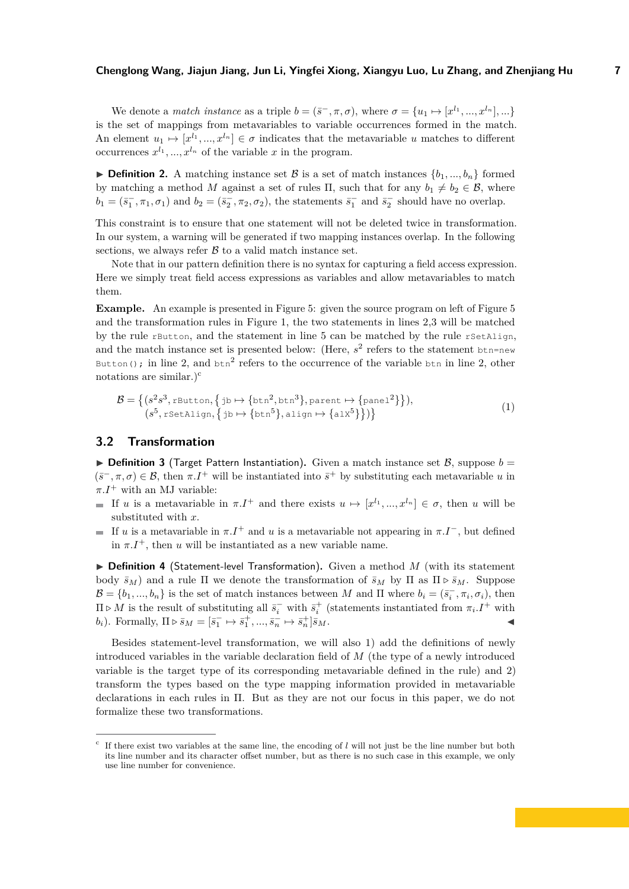We denote a *match instance* as a triple $b = (\bar{s}^-, \pi, \sigma)$, where $\sigma = \{u_1 \mapsto [x^{l_1}, ..., x^{l_n}], ...\}$ is the set of mappings from metavariables to variable occurrences formed in the match. An element $u_1 \mapsto [x^{l_1}, ..., x^{l_n}] \in \sigma$ indicates that the metavariable $u$ matches to different occurrences $x^{l_1}, ..., x^{l_n}$ of the variable $x$ in the program.

▶ **Definition 2.** A matching instance set $\mathcal{B}$ is a set of match instances $\{b_1, ..., b_n\}$ formed by matching a method $M$ against a set of rules $\Pi$, such that for any $b_1 \neq b_2 \in \mathcal{B}$, where $b_1 = (\bar{s}_1^-, \pi_1, \sigma_1)$ and $b_2 = (\bar{s}_2^-, \pi_2, \sigma_2)$, the statements $\bar{s}_1^-$ and $\bar{s}_2^-$ should have no overlap.

This constraint is to ensure that one statement will not be deleted twice in transformation. In our system, a warning will be generated if two mapping instances overlap. In the following sections, we always refer $\mathcal{B}$ to a valid match instance set.

Note that in our pattern definition there is no syntax for capturing a field access expression. Here we simply treat field access expressions as variables and allow metavariables to match them.

**Example.** An example is presented in Figure 5: given the source program on left of Figure 5 and the transformation rules in Figure 1, the two statements in lines 2,3 will be matched by the rule `rButton`, and the statement in line 5 can be matched by the rule `rSetAlign`, and the match instance set is presented below: (Here, $s^2$ refers to the statement `btn=new Button();` in line 2, and $\texttt{btn}^2$ refers to the occurrence of the variable `btn` in line 2, other notations are similar.)[c]

$$\begin{aligned}\mathcal{B} = \big\{&(s^2 s^3, \texttt{rButton}, \big\{\texttt{jb} \mapsto \{\texttt{btn}^2, \texttt{btn}^3\}, \texttt{parent} \mapsto \{\texttt{panel}^2\}\big\}),\\ &(s^5, \texttt{rSetAlign}, \big\{\texttt{jb} \mapsto \{\texttt{btn}^5\}, \texttt{align} \mapsto \{\texttt{alX}^5\}\big\})\big\}\end{aligned} \tag{1}$$

## 3.2 Transformation

▶ **Definition 3** (Target Pattern Instantiation). Given a match instance set $\mathcal{B}$, suppose $b = (\bar{s}^-, \pi, \sigma) \in \mathcal{B}$, then $\pi.I^+$ will be instantiated into $\bar{s}^+$ by substituting each metavariable $u$ in $\pi.I^+$ with an MJ variable:

- If $u$ is a metavariable in $\pi.I^+$ and there exists $u \mapsto [x^{l_1}, ..., x^{l_n}] \in \sigma$, then $u$ will be substituted with $x$.
- If $u$ is a metavariable in $\pi.I^+$ and $u$ is a metavariable not appearing in $\pi.I^-$, but defined in $\pi.I^+$, then $u$ will be instantiated as a new variable name.

▶ **Definition 4** (Statement-level Transformation). Given a method $M$ (with its statement body $\bar{s}_M$) and a rule $\Pi$ we denote the transformation of $\bar{s}_M$ by $\Pi$ as $\Pi \triangleright \bar{s}_M$. Suppose $\mathcal{B} = \{b_1, ..., b_n\}$ is the set of match instances between $M$ and $\Pi$ where $b_i = (\bar{s}_i^-, \pi_i, \sigma_i)$, then $\Pi \triangleright M$ is the result of substituting all $\bar{s}_i^-$ with $\bar{s}_i^+$ (statements instantiated from $\pi_i.I^+$ with $b_i$). Formally, $\Pi \triangleright \bar{s}_M = [\bar{s}_1^- \mapsto \bar{s}_1^+, ..., \bar{s}_n^- \mapsto \bar{s}_n^+]\bar{s}_M$. ◀

Besides statement-level transformation, we will also 1) add the definitions of newly introduced variables in the variable declaration field of $M$ (the type of a newly introduced variable is the target type of its corresponding metavariable defined in the rule) and 2) transform the types based on the type mapping information provided in metavariable declarations in each rules in $\Pi$. But as they are not our focus in this paper, we do not formalize these two transformations.

---

[c] If there exist two variables at the same line, the encoding of $l$ will not just be the line number but both its line number and its character offset number, but as there is no such case in this example, we only use line number for convenience.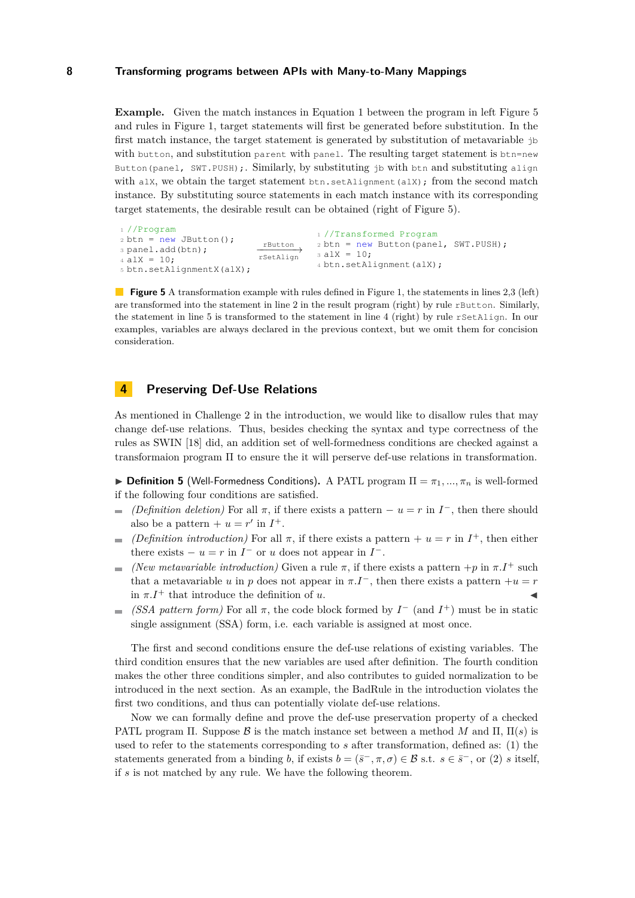**Example.** Given the match instances in Equation 1 between the program in left Figure 5 and rules in Figure 1, target statements will first be generated before substitution. In the first match instance, the target statement is generated by substitution of metavariable `jb` with `button`, and substitution `parent` with `panel`. The resulting target statement is `btn=new Button(panel, SWT.PUSH);`. Similarly, by substituting `jb` with `btn` and substituting `align` with `alX`, we obtain the target statement `btn.setAlignment(alX);` from the second match instance. By substituting source statements in each match instance with its corresponding target statements, the desirable result can be obtained (right of Figure 5).

```
1 //Program
2 btn = new JButton();
3 panel.add(btn);
4 alX = 10;
5 btn.setAlignmentX(alX);
```

rButton, rSetAlign →

```
1 //Transformed Program
2 btn = new Button(panel, SWT.PUSH);
3 alX = 10;
4 btn.setAlignment(alX);
```

**Figure 5** A transformation example with rules defined in Figure 1, the statements in lines 2,3 (left) are transformed into the statement in line 2 in the result program (right) by rule `rButton`. Similarly, the statement in line 5 is transformed to the statement in line 4 (right) by rule `rSetAlign`. In our examples, variables are always declared in the previous context, but we omit them for concision consideration.

## 4 Preserving Def-Use Relations

As mentioned in Challenge 2 in the introduction, we would like to disallow rules that may change def-use relations. Thus, besides checking the syntax and type correctness of the rules as SWIN [18] did, an addition set of well-formedness conditions are checked against a transformaion program $\Pi$ to ensure the it will perserve def-use relations in transformation.

▶ **Definition 5** (Well-Formedness Conditions). A PATL program $\Pi = \pi_1, ..., \pi_n$ is well-formed if the following four conditions are satisfied.

- *(Definition deletion)* For all $\pi$, if there exists a pattern $-\ u = r$ in $I^-$, then there should also be a pattern $+\ u = r'$ in $I^+$.
- *(Definition introduction)* For all $\pi$, if there exists a pattern $+\ u = r$ in $I^+$, then either there exists $-\ u = r$ in $I^-$ or $u$ does not appear in $I^-$.
- *(New metavariable introduction)* Given a rule $\pi$, if there exists a pattern $+p$ in $\pi.I^+$ such that a metavariable $u$ in $p$ does not appear in $\pi.I^-$, then there exists a pattern $+u = r$ in $\pi.I^+$ that introduce the definition of $u$. ◀
- *(SSA pattern form)* For all $\pi$, the code block formed by $I^-$ (and $I^+$) must be in static single assignment (SSA) form, i.e. each variable is assigned at most once.

The first and second conditions ensure the def-use relations of existing variables. The third condition ensures that the new variables are used after definition. The fourth condition makes the other three conditions simpler, and also contributes to guided normalization to be introduced in the next section. As an example, the BadRule in the introduction violates the first two conditions, and thus can potentially violate def-use relations.

Now we can formally define and prove the def-use preservation property of a checked PATL program $\Pi$. Suppose $\mathcal{B}$ is the match instance set between a method $M$ and $\Pi$, $\Pi(s)$ is used to refer to the statements corresponding to $s$ after transformation, defined as: (1) the statements generated from a binding $b$, if exists $b = (\bar{s}^-, \pi, \sigma) \in \mathcal{B}$ s.t. $s \in \bar{s}^-$, or (2) $s$ itself, if $s$ is not matched by any rule. We have the following theorem.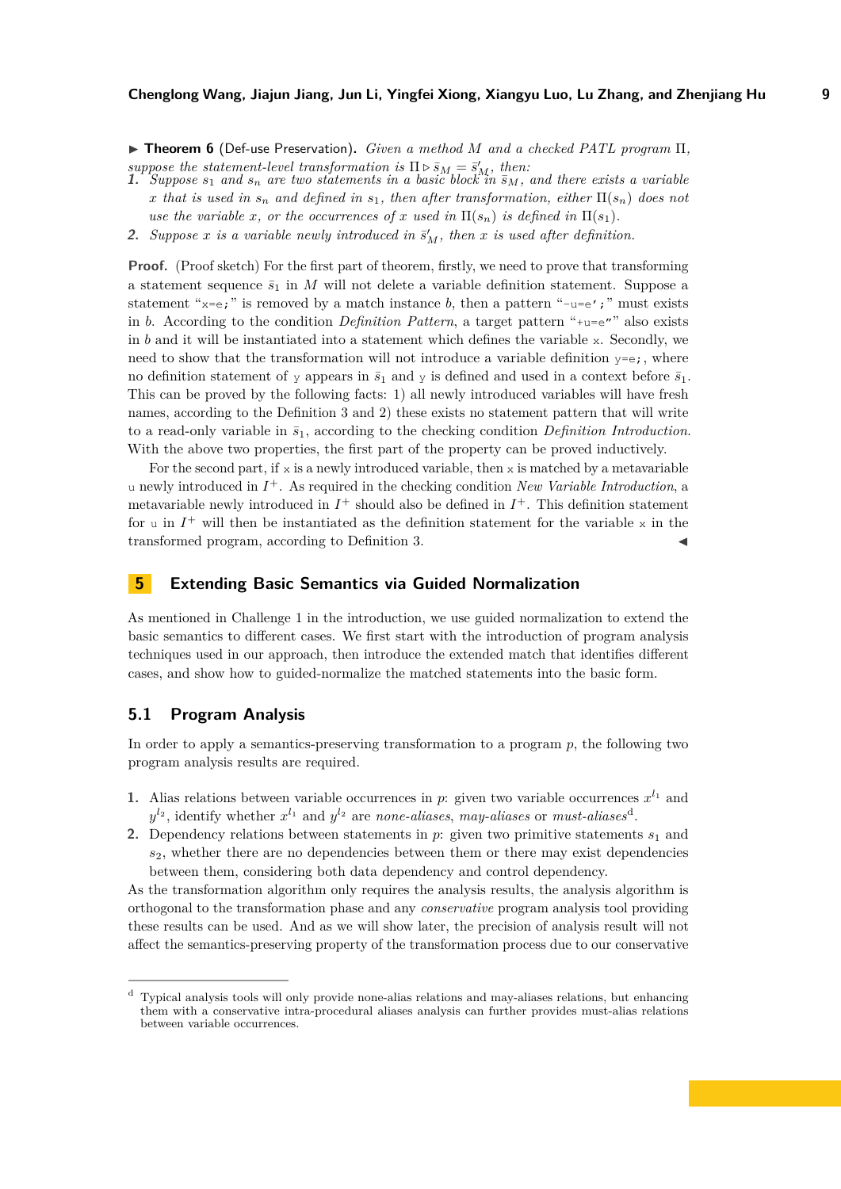▶ **Theorem 6** (Def-use Preservation). *Given a method $M$ and a checked PATL program $\Pi$, suppose the statement-level transformation is $\Pi \triangleright \bar{s}_M = \bar{s}'_M$, then:*

1. *Suppose $s_1$ and $s_n$ are two statements in a basic block in $\bar{s}_M$, and there exists a variable $x$ that is used in $s_n$ and defined in $s_1$, then after transformation, either $\Pi(s_n)$ does not use the variable $x$, or the occurrences of $x$ used in $\Pi(s_n)$ is defined in $\Pi(s_1)$.*
2. *Suppose $x$ is a variable newly introduced in $\bar{s}'_M$, then $x$ is used after definition.*

**Proof.** (Proof sketch) For the first part of theorem, firstly, we need to prove that transforming a statement sequence $\bar{s}_1$ in $M$ will not delete a variable definition statement. Suppose a statement "`x=e;`" is removed by a match instance $b$, then a pattern "`-u=e';`" must exists in $b$. According to the condition *Definition Pattern*, a target pattern "`+u=e''`" also exists in $b$ and it will be instantiated into a statement which defines the variable `x`. Secondly, we need to show that the transformation will not introduce a variable definition `y=e;`, where no definition statement of `y` appears in $\bar{s}_1$ and `y` is defined and used in a context before $\bar{s}_1$. This can be proved by the following facts: 1) all newly introduced variables will have fresh names, according to the Definition 3 and 2) these exists no statement pattern that will write to a read-only variable in $\bar{s}_1$, according to the checking condition *Definition Introduction*. With the above two properties, the first part of the property can be proved inductively.

For the second part, if `x` is a newly introduced variable, then `x` is matched by a metavariable `u` newly introduced in $I^+$. As required in the checking condition *New Variable Introduction*, a metavariable newly introduced in $I^+$ should also be defined in $I^+$. This definition statement for `u` in $I^+$ will then be instantiated as the definition statement for the variable `x` in the transformed program, according to Definition 3. ◀

## 5 Extending Basic Semantics via Guided Normalization

As mentioned in Challenge 1 in the introduction, we use guided normalization to extend the basic semantics to different cases. We first start with the introduction of program analysis techniques used in our approach, then introduce the extended match that identifies different cases, and show how to guided-normalize the matched statements into the basic form.

### 5.1 Program Analysis

In order to apply a semantics-preserving transformation to a program $p$, the following two program analysis results are required.

1. Alias relations between variable occurrences in $p$: given two variable occurrences $x^{l_1}$ and $y^{l_2}$, identify whether $x^{l_1}$ and $y^{l_2}$ are *none-aliases*, *may-aliases* or *must-aliases*[d].
2. Dependency relations between statements in $p$: given two primitive statements $s_1$ and $s_2$, whether there are no dependencies between them or there may exist dependencies between them, considering both data dependency and control dependency.

As the transformation algorithm only requires the analysis results, the analysis algorithm is orthogonal to the transformation phase and any *conservative* program analysis tool providing these results can be used. And as we will show later, the precision of analysis result will not affect the semantics-preserving property of the transformation process due to our conservative

[d] Typical analysis tools will only provide none-alias relations and may-aliases relations, but enhancing them with a conservative intra-procedural aliases analysis can further provides must-alias relations between variable occurrences.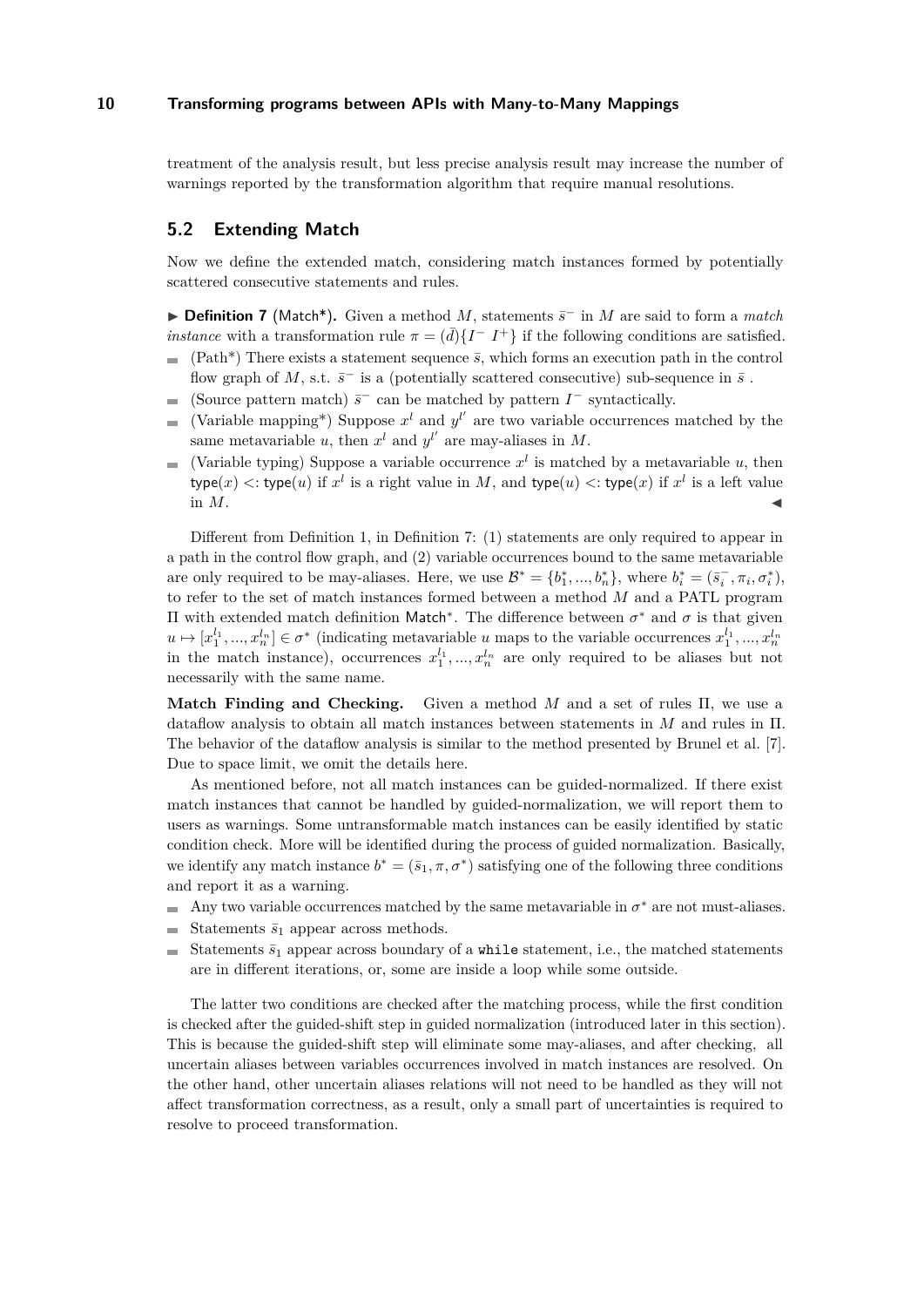treatment of the analysis result, but less precise analysis result may increase the number of warnings reported by the transformation algorithm that require manual resolutions.

## 5.2 Extending Match

Now we define the extended match, considering match instances formed by potentially scattered consecutive statements and rules.

▶ **Definition 7** (Match*). Given a method $M$, statements $\bar{s}^-$ in $M$ are said to form a *match instance* with a transformation rule $\pi = (\bar{d})\{I^- \ I^+\}$ if the following conditions are satisfied.

- (Path*) There exists a statement sequence $\bar{s}$, which forms an execution path in the control flow graph of $M$, s.t. $\bar{s}^-$ is a (potentially scattered consecutive) sub-sequence in $\bar{s}$ .
- (Source pattern match) $\bar{s}^-$ can be matched by pattern $I^-$ syntactically.
- (Variable mapping*) Suppose $x^l$ and $y^{l'}$ are two variable occurrences matched by the same metavariable $u$, then $x^l$ and $y^{l'}$ are may-aliases in $M$.
- (Variable typing) Suppose a variable occurrence $x^l$ is matched by a metavariable $u$, then $\mathsf{type}(x) <: \mathsf{type}(u)$ if $x^l$ is a right value in $M$, and $\mathsf{type}(u) <: \mathsf{type}(x)$ if $x^l$ is a left value in $M$. ◀

Different from Definition 1, in Definition 7: (1) statements are only required to appear in a path in the control flow graph, and (2) variable occurrences bound to the same metavariable are only required to be may-aliases. Here, we use $\mathcal{B}^* = \{b_1^*, ..., b_n^*\}$, where $b_i^* = (\bar{s}_i^-, \pi_i, \sigma_i^*)$, to refer to the set of match instances formed between a method $M$ and a PATL program $\Pi$ with extended match definition $\mathsf{Match}^*$. The difference between $\sigma^*$ and $\sigma$ is that given $u \mapsto [x_1^{l_1}, ..., x_n^{l_n}] \in \sigma^*$ (indicating metavariable $u$ maps to the variable occurrences $x_1^{l_1}, ..., x_n^{l_n}$ in the match instance), occurrences $x_1^{l_1}, ..., x_n^{l_n}$ are only required to be aliases but not necessarily with the same name.

**Match Finding and Checking.** Given a method $M$ and a set of rules $\Pi$, we use a dataflow analysis to obtain all match instances between statements in $M$ and rules in $\Pi$. The behavior of the dataflow analysis is similar to the method presented by Brunel et al. [7]. Due to space limit, we omit the details here.

As mentioned before, not all match instances can be guided-normalized. If there exist match instances that cannot be handled by guided-normalization, we will report them to users as warnings. Some untransformable match instances can be easily identified by static condition check. More will be identified during the process of guided normalization. Basically, we identify any match instance $b^* = (\bar{s}_1, \pi, \sigma^*)$ satisfying one of the following three conditions and report it as a warning.

- Any two variable occurrences matched by the same metavariable in $\sigma^*$ are not must-aliases.
- Statements $\bar{s}_1$ appear across methods.
- Statements $\bar{s}_1$ appear across boundary of a `while` statement, i.e., the matched statements are in different iterations, or, some are inside a loop while some outside.

The latter two conditions are checked after the matching process, while the first condition is checked after the guided-shift step in guided normalization (introduced later in this section). This is because the guided-shift step will eliminate some may-aliases, and after checking, all uncertain aliases between variables occurrences involved in match instances are resolved. On the other hand, other uncertain aliases relations will not need to be handled as they will not affect transformation correctness, as a result, only a small part of uncertainties is required to resolve to proceed transformation.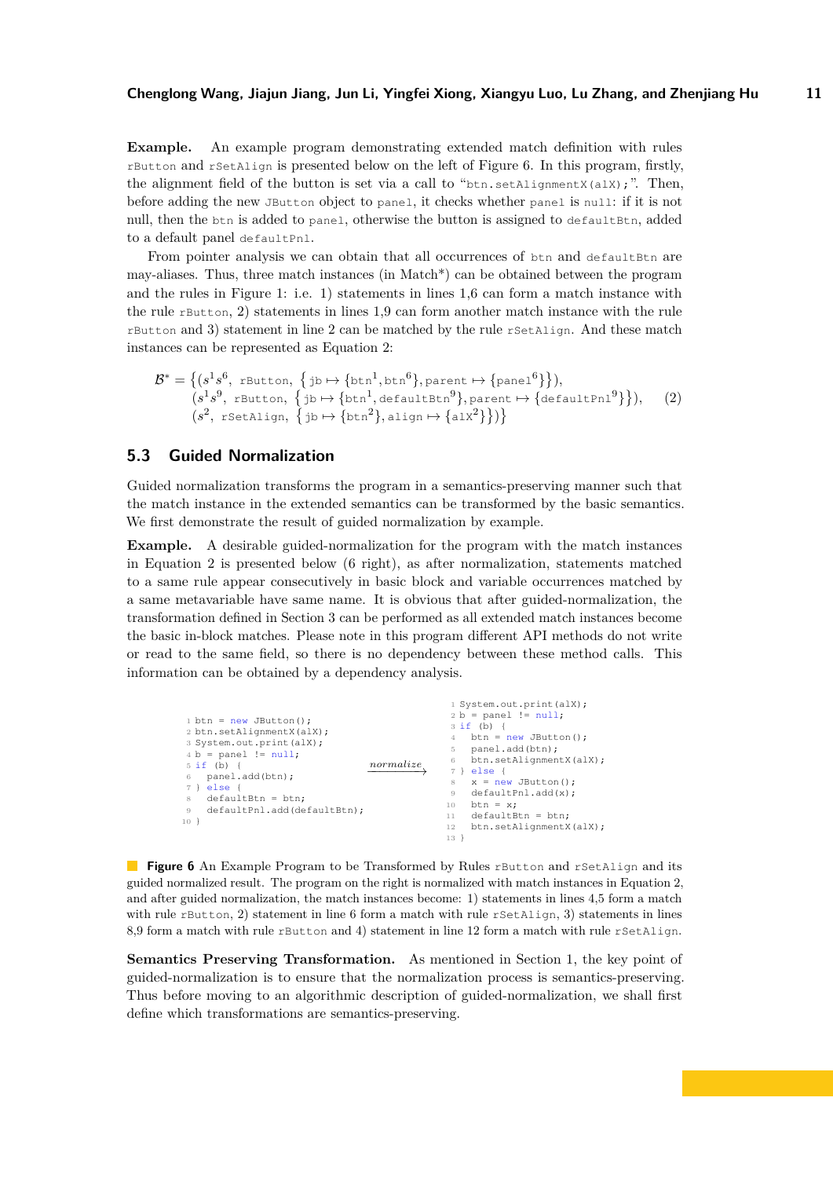**Example.** An example program demonstrating extended match definition with rules `rButton` and `rSetAlign` is presented below on the left of Figure 6. In this program, firstly, the alignment field of the button is set via a call to "`btn.setAlignmentX(alX);`". Then, before adding the new `JButton` object to `panel`, it checks whether `panel` is `null`: if it is not null, then the `btn` is added to `panel`, otherwise the button is assigned to `defaultBtn`, added to a default panel `defaultPnl`.

From pointer analysis we can obtain that all occurrences of `btn` and `defaultBtn` are may-aliases. Thus, three match instances (in Match*) can be obtained between the program and the rules in Figure 1: i.e. 1) statements in lines 1,6 can form a match instance with the rule `rButton`, 2) statements in lines 1,9 can form another match instance with the rule `rButton` and 3) statement in line 2 can be matched by the rule `rSetAlign`. And these match instances can be represented as Equation 2:

$$\begin{aligned}\mathcal{B}^* = \big\{&(s^1 s^6,\ \texttt{rButton},\ \{\texttt{jb} \mapsto \{\texttt{btn}^1, \texttt{btn}^6\}, \texttt{parent} \mapsto \{\texttt{panel}^6\}\}),\\ &(s^1 s^9,\ \texttt{rButton},\ \{\texttt{jb} \mapsto \{\texttt{btn}^1, \texttt{defaultBtn}^9\}, \texttt{parent} \mapsto \{\texttt{defaultPnl}^9\}\}),\\ &(s^2,\ \texttt{rSetAlign},\ \{\texttt{jb} \mapsto \{\texttt{btn}^2\}, \texttt{align} \mapsto \{\texttt{alX}^2\}\})\big\}\end{aligned} \tag{2}$$

## 5.3 Guided Normalization

Guided normalization transforms the program in a semantics-preserving manner such that the match instance in the extended semantics can be transformed by the basic semantics. We first demonstrate the result of guided normalization by example.

**Example.** A desirable guided-normalization for the program with the match instances in Equation 2 is presented below (6 right), as after normalization, statements matched to a same rule appear consecutively in basic block and variable occurrences matched by a same metavariable have same name. It is obvious that after guided-normalization, the transformation defined in Section 3 can be performed as all extended match instances become the basic in-block matches. Please note in this program different API methods do not write or read to the same field, so there is no dependency between these method calls. This information can be obtained by a dependency analysis.

```
1  btn = new JButton();
2  btn.setAlignmentX(alX);
3  System.out.print(alX);
4  b = panel != null;
5  if (b) {
6    panel.add(btn);
7  } else {
8    defaultBtn = btn;
9    defaultPnl.add(defaultBtn);
10 }
```

*normalize* ⟶

```
1  System.out.print(alX);
2  b = panel != null;
3  if (b) {
4    btn = new JButton();
5    panel.add(btn);
6    btn.setAlignmentX(alX);
7  } else {
8    x = new JButton();
9    defaultPnl.add(x);
10   btn = x;
11   defaultBtn = btn;
12   btn.setAlignmentX(alX);
13 }
```

**Figure 6** An Example Program to be Transformed by Rules `rButton` and `rSetAlign` and its guided normalized result. The program on the right is normalized with match instances in Equation 2, and after guided normalization, the match instances become: 1) statements in lines 4,5 form a match with rule `rButton`, 2) statement in line 6 form a match with rule `rSetAlign`, 3) statements in lines 8,9 form a match with rule `rButton` and 4) statement in line 12 form a match with rule `rSetAlign`.

**Semantics Preserving Transformation.** As mentioned in Section 1, the key point of guided-normalization is to ensure that the normalization process is semantics-preserving. Thus before moving to an algorithmic description of guided-normalization, we shall first define which transformations are semantics-preserving.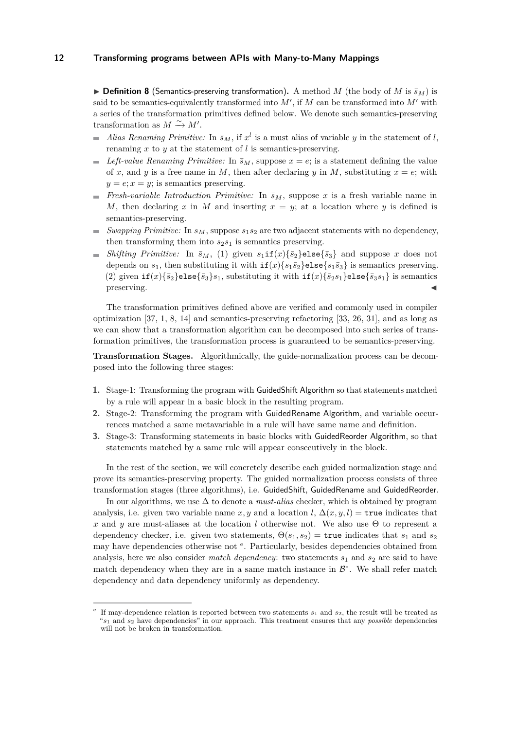▶ **Definition 8** (Semantics-preserving transformation)**.** A method $M$ (the body of $M$ is $\bar{s}_M$) is said to be semantics-equivalently transformed into $M'$, if $M$ can be transformed into $M'$ with a series of the transformation primitives defined below. We denote such semantics-preserving transformation as $M \xrightarrow{\sim} M'$.

- *Alias Renaming Primitive:* In $\bar{s}_M$, if $x^l$ is a must alias of variable $y$ in the statement of $l$, renaming $x$ to $y$ at the statement of $l$ is semantics-preserving.
- *Left-value Renaming Primitive:* In $\bar{s}_M$, suppose $x = e;$ is a statement defining the value of $x$, and $y$ is a free name in $M$, then after declaring $y$ in $M$, substituting $x = e;$ with $y = e; x = y;$ is semantics preserving.
- *Fresh-variable Introduction Primitive:* In $\bar{s}_M$, suppose $x$ is a fresh variable name in $M$, then declaring $x$ in $M$ and inserting $x = y;$ at a location where $y$ is defined is semantics-preserving.
- *Swapping Primitive:* In $\bar{s}_M$, suppose $s_1 s_2$ are two adjacent statements with no dependency, then transforming them into $s_2 s_1$ is semantics preserving.
- *Shifting Primitive:* In $\bar{s}_M$, (1) given $s_1\texttt{if}(x)\{\bar{s}_2\}\texttt{else}\{\bar{s}_3\}$ and suppose $x$ does not depends on $s_1$, then substituting it with $\texttt{if}(x)\{s_1\bar{s}_2\}\texttt{else}\{s_1\bar{s}_3\}$ is semantics preserving. (2) given $\texttt{if}(x)\{\bar{s}_2\}\texttt{else}\{\bar{s}_3\}s_1$, substituting it with $\texttt{if}(x)\{\bar{s}_2 s_1\}\texttt{else}\{\bar{s}_3 s_1\}$ is semantics preserving. ◀

The transformation primitives defined above are verified and commonly used in compiler optimization [37, 1, 8, 14] and semantics-preserving refactoring [33, 26, 31], and as long as we can show that a transformation algorithm can be decomposed into such series of transformation primitives, the transformation process is guaranteed to be semantics-preserving.

**Transformation Stages.** Algorithmically, the guide-normalization process can be decomposed into the following three stages:

1. Stage-1: Transforming the program with GuidedShift Algorithm so that statements matched by a rule will appear in a basic block in the resulting program.
2. Stage-2: Transforming the program with GuidedRename Algorithm, and variable occurrences matched a same metavariable in a rule will have same name and definition.
3. Stage-3: Transforming statements in basic blocks with GuidedReorder Algorithm, so that statements matched by a same rule will appear consecutively in the block.

In the rest of the section, we will concretely describe each guided normalization stage and prove its semantics-preserving property. The guided normalization process consists of three transformation stages (three algorithms), i.e. GuidedShift, GuidedRename and GuidedReorder.

In our algorithms, we use $\Delta$ to denote a *must-alias* checker, which is obtained by program analysis, i.e. given two variable name $x, y$ and a location $l$, $\Delta(x, y, l) = \texttt{true}$ indicates that $x$ and $y$ are must-aliases at the location $l$ otherwise not. We also use $\Theta$ to represent a dependency checker, i.e. given two statements, $\Theta(s_1, s_2) = \texttt{true}$ indicates that $s_1$ and $s_2$ may have dependencies otherwise not [e]. Particularly, besides dependencies obtained from analysis, here we also consider *match dependency*: two statements $s_1$ and $s_2$ are said to have match dependency when they are in a same match instance in $\mathcal{B}^*$. We shall refer match dependency and data dependency uniformly as dependency.

---

[e] If may-dependence relation is reported between two statements $s_1$ and $s_2$, the result will be treated as "$s_1$ and $s_2$ have dependencies" in our approach. This treatment ensures that any *possible* dependencies will not be broken in transformation.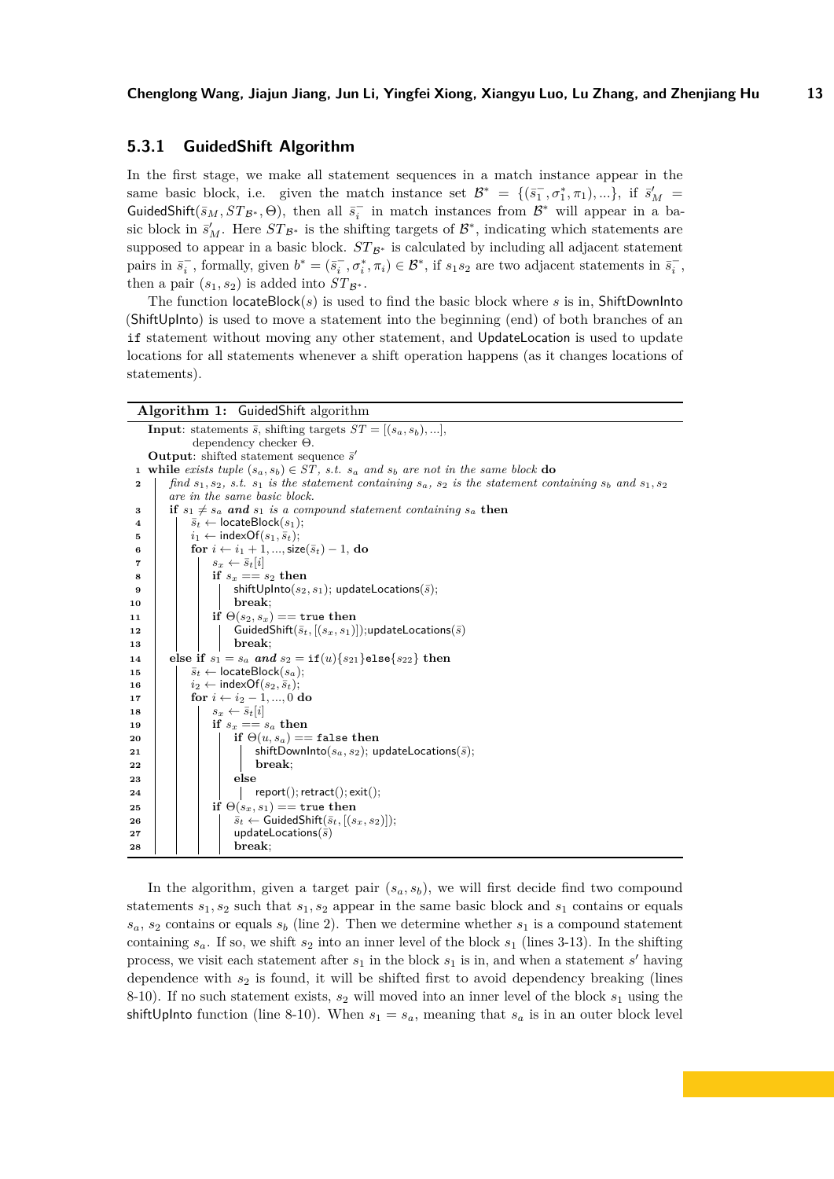### 5.3.1 GuidedShift Algorithm

In the first stage, we make all statement sequences in a match instance appear in the same basic block, i.e. given the match instance set $\mathcal{B}^* = \{(\bar{s}_1^-, \sigma_1^*, \pi_1), ...\}$, if $\bar{s}'_M$ = GuidedShift$(\bar{s}_M, ST_{\mathcal{B}^*}, \Theta)$, then all $\bar{s}_i^-$ in match instances from $\mathcal{B}^*$ will appear in a basic block in $\bar{s}'_M$. Here $ST_{\mathcal{B}^*}$ is the shifting targets of $\mathcal{B}^*$, indicating which statements are supposed to appear in a basic block. $ST_{\mathcal{B}^*}$ is calculated by including all adjacent statement pairs in $\bar{s}_i^-$, formally, given $b^* = (\bar{s}_i^-, \sigma_i^*, \pi_i) \in \mathcal{B}^*$, if $s_1 s_2$ are two adjacent statements in $\bar{s}_i^-$, then a pair $(s_1, s_2)$ is added into $ST_{\mathcal{B}^*}$.

The function locateBlock$(s)$ is used to find the basic block where $s$ is in, ShiftDownInto (ShiftUpInto) is used to move a statement into the beginning (end) of both branches of an `if` statement without moving any other statement, and UpdateLocation is used to update locations for all statements whenever a shift operation happens (as it changes locations of statements).

**Algorithm 1:** GuidedShift algorithm

```
Input: statements s̄, shifting targets ST = [(s_a, s_b), ...],
       dependency checker Θ.
Output: shifted statement sequence s̄'
1  while exists tuple (s_a, s_b) ∈ ST, s.t. s_a and s_b are not in the same block do
2    find s_1, s_2, s.t. s_1 is the statement containing s_a, s_2 is the statement containing s_b and s_1, s_2
     are in the same basic block.
3    if s_1 ≠ s_a and s_1 is a compound statement containing s_a then
4      s̄_t ← locateBlock(s_1);
5      i_1 ← indexOf(s_1, s̄_t);
6      for i ← i_1 + 1, ..., size(s̄_t) − 1, do
7        s_x ← s̄_t[i]
8        if s_x == s_2 then
9          shiftUpInto(s_2, s_1); updateLocations(s̄);
10         break;
11       if Θ(s_2, s_x) == true then
12         GuidedShift(s̄_t, [(s_x, s_1)]);updateLocations(s̄)
13         break;
14   else if s_1 = s_a and s_2 = if(u){s_21}else{s_22} then
15     s̄_t ← locateBlock(s_a);
16     i_2 ← indexOf(s_2, s̄_t);
17     for i ← i_2 − 1, ..., 0 do
18       s_x ← s̄_t[i]
19       if s_x == s_a then
20         if Θ(u, s_a) == false then
21           shiftDownInto(s_a, s_2); updateLocations(s̄);
22           break;
23         else
24           report(); retract(); exit();
25       if Θ(s_x, s_1) == true then
26         s̄_t ← GuidedShift(s̄_t, [(s_x, s_2)]);
27         updateLocations(s̄)
28         break;
```

In the algorithm, given a target pair $(s_a, s_b)$, we will first decide find two compound statements $s_1, s_2$ such that $s_1, s_2$ appear in the same basic block and $s_1$ contains or equals $s_a$, $s_2$ contains or equals $s_b$ (line 2). Then we determine whether $s_1$ is a compound statement containing $s_a$. If so, we shift $s_2$ into an inner level of the block $s_1$ (lines 3-13). In the shifting process, we visit each statement after $s_1$ in the block $s_1$ is in, and when a statement $s'$ having dependence with $s_2$ is found, it will be shifted first to avoid dependency breaking (lines 8-10). If no such statement exists, $s_2$ will moved into an inner level of the block $s_1$ using the shiftUpInto function (line 8-10). When $s_1 = s_a$, meaning that $s_a$ is in an outer block level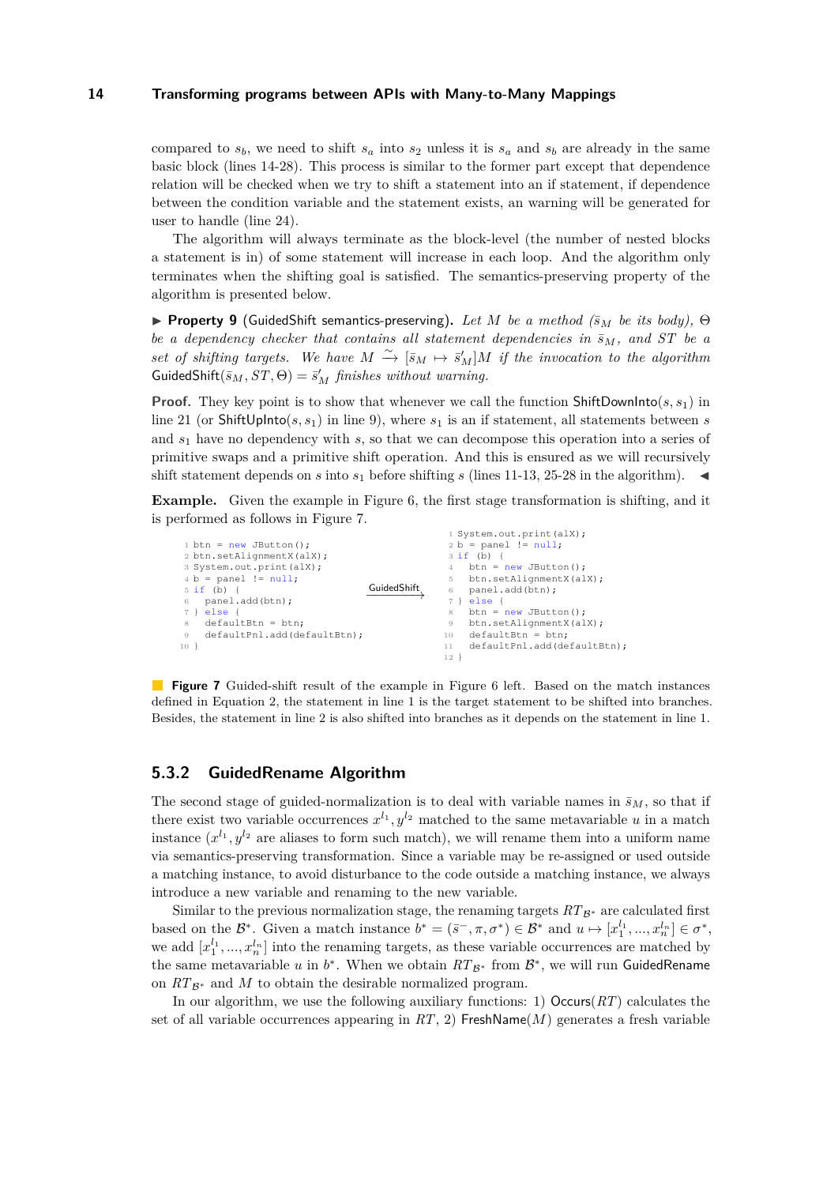compared to $s_b$, we need to shift $s_a$ into $s_2$ unless it is $s_a$ and $s_b$ are already in the same basic block (lines 14-28). This process is similar to the former part except that dependence relation will be checked when we try to shift a statement into an if statement, if dependence between the condition variable and the statement exists, an warning will be generated for user to handle (line 24).

The algorithm will always terminate as the block-level (the number of nested blocks a statement is in) of some statement will increase in each loop. And the algorithm only terminates when the shifting goal is satisfied. The semantics-preserving property of the algorithm is presented below.

▶ **Property 9** (GuidedShift semantics-preserving). *Let $M$ be a method ($\bar{s}_M$ be its body), $\Theta$ be a dependency checker that contains all statement dependencies in $\bar{s}_M$, and $ST$ be a set of shifting targets. We have $M \xrightarrow{\sim} [\bar{s}_M \mapsto \bar{s}'_M]M$ if the invocation to the algorithm* GuidedShift$(\bar{s}_M, ST, \Theta) = \bar{s}'_M$ *finishes without warning.*

**Proof.** They key point is to show that whenever we call the function ShiftDownInto$(s, s_1)$ in line 21 (or ShiftUpInto$(s, s_1)$ in line 9), where $s_1$ is an if statement, all statements between $s$ and $s_1$ have no dependency with $s$, so that we can decompose this operation into a series of primitive swaps and a primitive shift operation. And this is ensured as we will recursively shift statement depends on $s$ into $s_1$ before shifting $s$ (lines 11-13, 25-28 in the algorithm). ◀

**Example.** Given the example in Figure 6, the first stage transformation is shifting, and it is performed as follows in Figure 7.

```
1 btn = new JButton();
2 btn.setAlignmentX(alX);
3 System.out.print(alX);
4 b = panel != null;
5 if (b) {
6   panel.add(btn);
7 } else {
8   defaultBtn = btn;
9   defaultPnl.add(defaultBtn);
10 }
```

$\xrightarrow{\text{GuidedShift}}$

```
1 System.out.print(alX);
2 b = panel != null;
3 if (b) {
4   btn = new JButton();
5   btn.setAlignmentX(alX);
6   panel.add(btn);
7 } else {
8   btn = new JButton();
9   btn.setAlignmentX(alX);
10  defaultBtn = btn;
11  defaultPnl.add(defaultBtn);
12 }
```

**Figure 7** Guided-shift result of the example in Figure 6 left. Based on the match instances defined in Equation 2, the statement in line 1 is the target statement to be shifted into branches. Besides, the statement in line 2 is also shifted into branches as it depends on the statement in line 1.

### 5.3.2 GuidedRename Algorithm

The second stage of guided-normalization is to deal with variable names in $\bar{s}_M$, so that if there exist two variable occurrences $x^{l_1}, y^{l_2}$ matched to the same metavariable $u$ in a match instance ($x^{l_1}, y^{l_2}$ are aliases to form such match), we will rename them into a uniform name via semantics-preserving transformation. Since a variable may be re-assigned or used outside a matching instance, to avoid disturbance to the code outside a matching instance, we always introduce a new variable and renaming to the new variable.

Similar to the previous normalization stage, the renaming targets $RT_{\mathcal{B}^*}$ are calculated first based on the $\mathcal{B}^*$. Given a match instance $b^* = (\bar{s}^-, \pi, \sigma^*) \in \mathcal{B}^*$ and $u \mapsto [x_1^{l_1}, ..., x_n^{l_n}] \in \sigma^*$, we add $[x_1^{l_1}, ..., x_n^{l_n}]$ into the renaming targets, as these variable occurrences are matched by the same metavariable $u$ in $b^*$. When we obtain $RT_{\mathcal{B}^*}$ from $\mathcal{B}^*$, we will run GuidedRename on $RT_{\mathcal{B}^*}$ and $M$ to obtain the desirable normalized program.

In our algorithm, we use the following auxiliary functions: 1) Occurs$(RT)$ calculates the set of all variable occurrences appearing in $RT$, 2) FreshName$(M)$ generates a fresh variable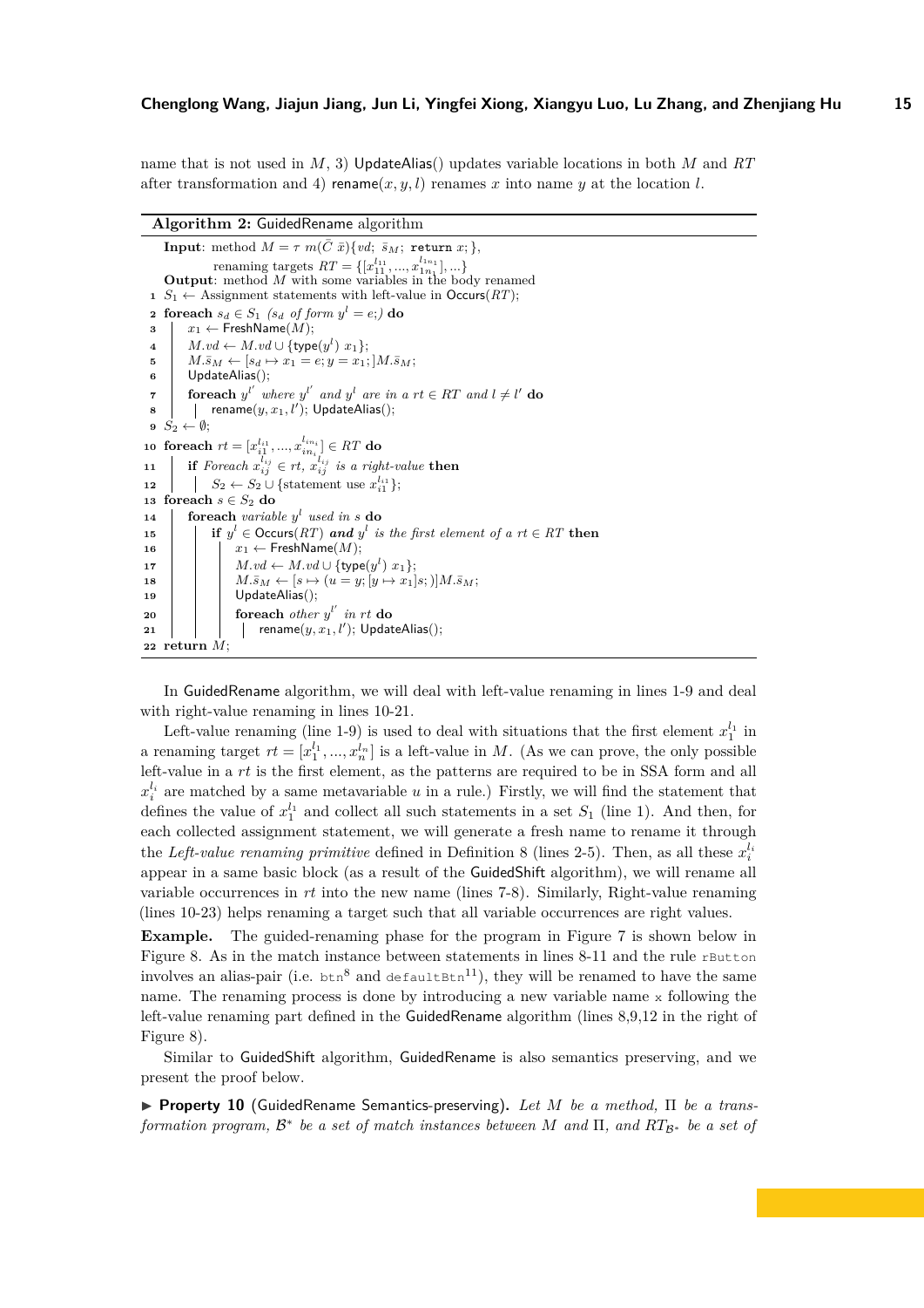name that is not used in $M$, 3) UpdateAlias() updates variable locations in both $M$ and $RT$ after transformation and 4) rename$(x, y, l)$ renames $x$ into name $y$ at the location $l$.

**Algorithm 2:** GuidedRename algorithm

```
Input: method M = τ m(C̄ x̄){vd; s̄_M; return x;},
       renaming targets RT = {[x_11^{l11}, ..., x_1n1^{l1n1}], ...}
Output: method M with some variables in the body renamed
1  S1 ← Assignment statements with left-value in Occurs(RT);
2  foreach s_d ∈ S1 (s_d of form y^l = e;) do
3  |   x1 ← FreshName(M);
4  |   M.vd ← M.vd ∪ {type(y^l) x1};
5  |   M.s̄_M ← [s_d ↦ x1 = e; y = x1;]M.s̄_M;
6  |   UpdateAlias();
7  |   foreach y^{l'} where y^{l'} and y^l are in a rt ∈ RT and l ≠ l' do
8  |   |   rename(y, x1, l'); UpdateAlias();
9  S2 ← ∅;
10 foreach rt = [x_i1^{li1}, ..., x_ini^{lini}] ∈ RT do
11 |   if Foreach x_ij^{lij} ∈ rt, x_ij^{lij} is a right-value then
12 |   |   S2 ← S2 ∪ {statement use x_i1^{li1}};
13 foreach s ∈ S2 do
14 |   foreach variable y^l used in s do
15 |   |   if y^l ∈ Occurs(RT) and y^l is the first element of a rt ∈ RT then
16 |   |   |   x1 ← FreshName(M);
17 |   |   |   M.vd ← M.vd ∪ {type(y^l) x1};
18 |   |   |   M.s̄_M ← [s ↦ (u = y; [y ↦ x1]s;)]M.s̄_M;
19 |   |   |   UpdateAlias();
20 |   |   |   foreach other y^{l'} in rt do
21 |   |   |   |   rename(y, x1, l'); UpdateAlias();
22 return M;
```

In GuidedRename algorithm, we will deal with left-value renaming in lines 1-9 and deal with right-value renaming in lines 10-21.

Left-value renaming (line 1-9) is used to deal with situations that the first element $x_1^{l_1}$ in a renaming target $rt = [x_1^{l_1}, ..., x_n^{l_n}]$ is a left-value in $M$. (As we can prove, the only possible left-value in a $rt$ is the first element, as the patterns are required to be in SSA form and all $x_i^{l_i}$ are matched by a same metavariable $u$ in a rule.) Firstly, we will find the statement that defines the value of $x_1^{l_1}$ and collect all such statements in a set $S_1$ (line 1). And then, for each collected assignment statement, we will generate a fresh name to rename it through the *Left-value renaming primitive* defined in Definition 8 (lines 2-5). Then, as all these $x_i^{l_i}$ appear in a same basic block (as a result of the GuidedShift algorithm), we will rename all variable occurrences in $rt$ into the new name (lines 7-8). Similarly, Right-value renaming (lines 10-23) helps renaming a target such that all variable occurrences are right values.

**Example.** The guided-renaming phase for the program in Figure 7 is shown below in Figure 8. As in the match instance between statements in lines 8-11 and the rule `rButton` involves an alias-pair (i.e. `btn`$^8$ and `defaultBtn`$^{11}$), they will be renamed to have the same name. The renaming process is done by introducing a new variable name `x` following the left-value renaming part defined in the GuidedRename algorithm (lines 8,9,12 in the right of Figure 8).

Similar to GuidedShift algorithm, GuidedRename is also semantics preserving, and we present the proof below.

▶ **Property 10** (GuidedRename Semantics-preserving). *Let $M$ be a method, $\Pi$ be a transformation program, $\mathcal{B}^*$ be a set of match instances between $M$ and $\Pi$, and $RT_{\mathcal{B}^*}$ be a set of*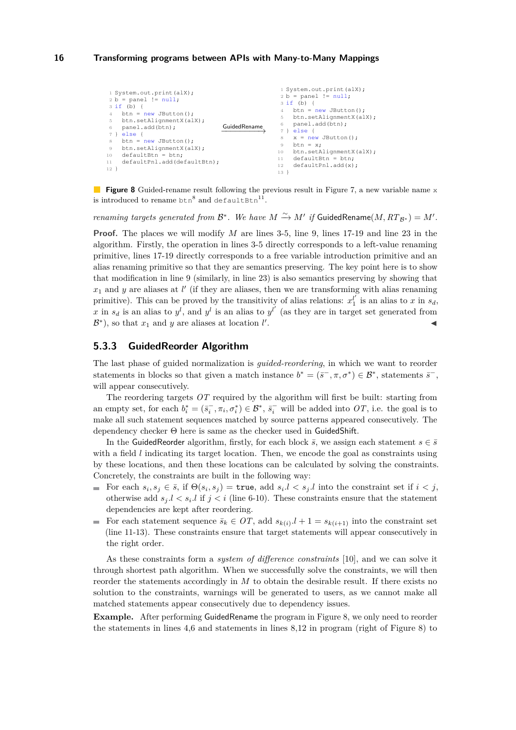```
1 System.out.print(alX);
2 b = panel != null;
3 if (b) {
4   btn = new JButton();
5   btn.setAlignmentX(alX);
6   panel.add(btn);
7 } else {
8   btn = new JButton();
9   btn.setAlignmentX(alX);
10  defaultBtn = btn;
11  defaultPnl.add(defaultBtn);
12 }
```

GuidedRename →

```
1 System.out.print(alX);
2 b = panel != null;
3 if (b) {
4   btn = new JButton();
5   btn.setAlignmentX(alX);
6   panel.add(btn);
7 } else {
8   x = new JButton();
9   btn = x;
10  btn.setAlignmentX(alX);
11  defaultBtn = btn;
12  defaultPnl.add(x);
13 }
```

**Figure 8** Guided-rename result following the previous result in Figure 7, a new variable name `x` is introduced to rename `btn`[8] and `defaultBtn`[11].

*renaming targets generated from $\mathcal{B}^*$. We have $M \xrightarrow{\sim} M'$ if* GuidedRename$(M, RT_{\mathcal{B}^*}) = M'$.

**Proof.** The places we will modify $M$ are lines 3-5, line 9, lines 17-19 and line 23 in the algorithm. Firstly, the operation in lines 3-5 directly corresponds to a left-value renaming primitive, lines 17-19 directly corresponds to a free variable introduction primitive and an alias renaming primitive so that they are semantics preserving. The key point here is to show that modification in line 9 (similarly, in line 23) is also semantics preserving by showing that $x_1$ and $y$ are aliases at $l'$ (if they are aliases, then we are transforming with alias renaming primitive). This can be proved by the transitivity of alias relations: $x_1^{l'}$ is an alias to $x$ in $s_d$, $x$ in $s_d$ is an alias to $y^l$, and $y^l$ is an alias to $y^{l'}$ (as they are in target set generated from $\mathcal{B}^*$), so that $x_1$ and $y$ are aliases at location $l'$. ◀

### 5.3.3 GuidedReorder Algorithm

The last phase of guided normalization is *guided-reordering*, in which we want to reorder statements in blocks so that given a match instance $b^* = (\bar{s}^-, \pi, \sigma^*) \in \mathcal{B}^*$, statements $\bar{s}^-$, will appear consecutively.

The reordering targets $OT$ required by the algorithm will first be built: starting from an empty set, for each $b_i^* = (\bar{s}_i^-, \pi_i, \sigma_i^*) \in \mathcal{B}^*$, $\bar{s}_i^-$ will be added into $OT$, i.e. the goal is to make all such statement sequences matched by source patterns appeared consecutively. The dependency checker $\Theta$ here is same as the checker used in GuidedShift.

In the GuidedReorder algorithm, firstly, for each block $\bar{s}$, we assign each statement $s \in \bar{s}$ with a field $l$ indicating its target location. Then, we encode the goal as constraints using by these locations, and then these locations can be calculated by solving the constraints. Concretely, the constraints are built in the following way:

- For each $s_i, s_j \in \bar{s}$, if $\Theta(s_i, s_j) = \texttt{true}$, add $s_i.l < s_j.l$ into the constraint set if $i < j$, otherwise add $s_j.l < s_i.l$ if $j < i$ (line 6-10). These constraints ensure that the statement dependencies are kept after reordering.
- For each statement sequence $\bar{s}_k \in OT$, add $s_{k(i)}.l + 1 = s_{k(i+1)}$ into the constraint set (line 11-13). These constraints ensure that target statements will appear consecutively in the right order.

As these constraints form a *system of difference constraints* [10], and we can solve it through shortest path algorithm. When we successfully solve the constraints, we will then reorder the statements accordingly in $M$ to obtain the desirable result. If there exists no solution to the constraints, warnings will be generated to users, as we cannot make all matched statements appear consecutively due to dependency issues.

**Example.** After performing GuidedRename the program in Figure 8, we only need to reorder the statements in lines 4,6 and statements in lines 8,12 in program (right of Figure 8) to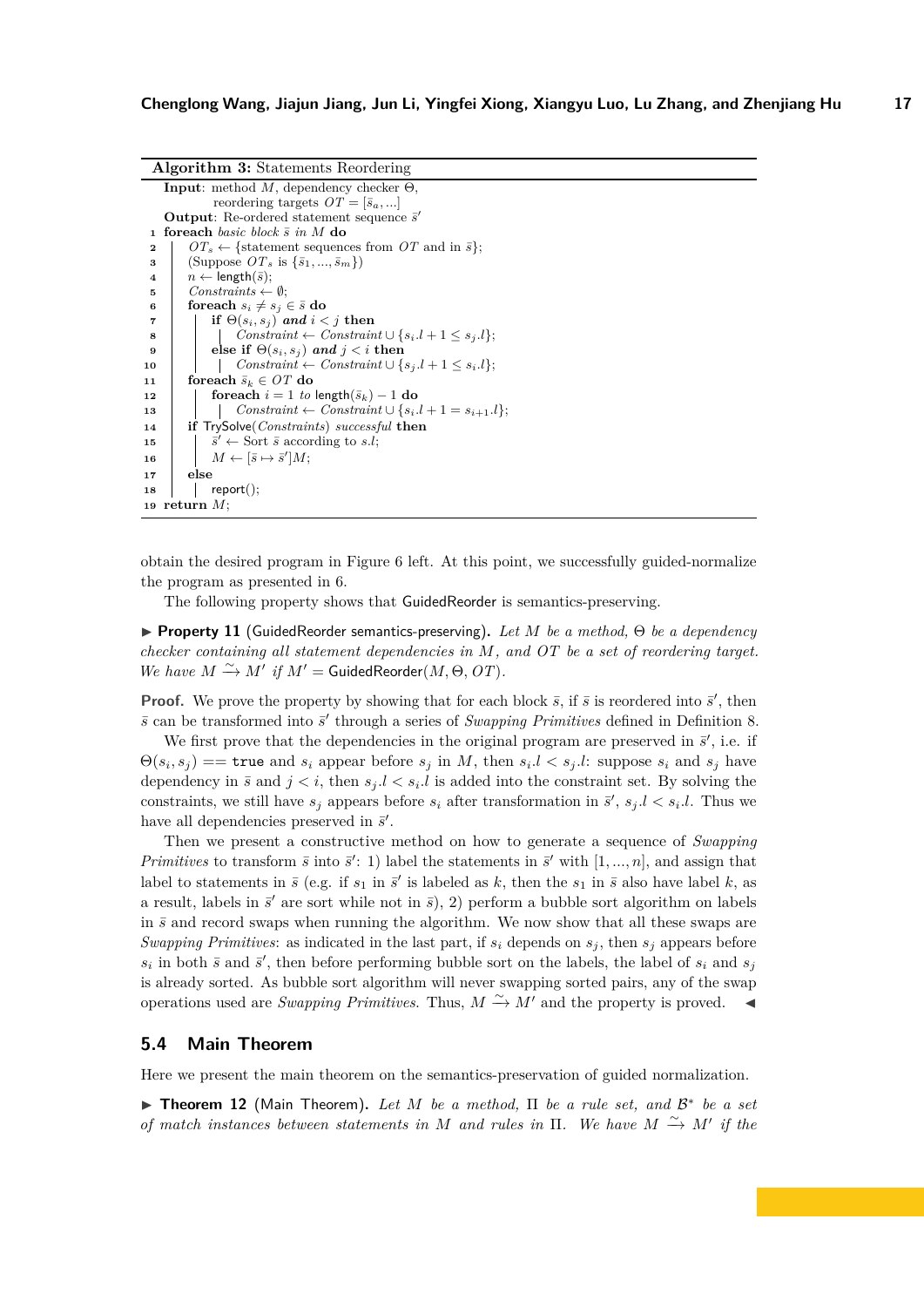**Algorithm 3:** Statements Reordering

```
Input: method M, dependency checker Θ,
       reordering targets OT = [s̄_a, ...]
Output: Re-ordered statement sequence s̄'
1  foreach basic block s̄ in M do
2  |  OT_s ← {statement sequences from OT and in s̄};
3  |  (Suppose OT_s is {s̄_1, ..., s̄_m})
4  |  n ← length(s̄);
5  |  Constraints ← ∅;
6  |  foreach s_i ≠ s_j ∈ s̄ do
7  |  |  if Θ(s_i, s_j) and i < j then
8  |  |  |  Constraint ← Constraint ∪ {s_i.l + 1 ≤ s_j.l};
9  |  |  else if Θ(s_i, s_j) and j < i then
10 |  |  |  Constraint ← Constraint ∪ {s_j.l + 1 ≤ s_i.l};
11 |  foreach s̄_k ∈ OT do
12 |  |  foreach i = 1 to length(s̄_k) − 1 do
13 |  |  |  Constraint ← Constraint ∪ {s_i.l + 1 = s_{i+1}.l};
14 |  if TrySolve(Constraints) successful then
15 |  |  s̄' ← Sort s̄ according to s.l;
16 |  |  M ← [s̄ ↦ s̄']M;
17 |  else
18 |  |  report();
19 return M;
```

obtain the desired program in Figure 6 left. At this point, we successfully guided-normalize the program as presented in 6.

The following property shows that GuidedReorder is semantics-preserving.

▶ **Property 11** (GuidedReorder semantics-preserving). *Let $M$ be a method, $\Theta$ be a dependency checker containing all statement dependencies in $M$, and $OT$ be a set of reordering target. We have $M \xrightarrow{\sim} M'$ if $M' = \mathsf{GuidedReorder}(M, \Theta, OT)$.*

**Proof.** We prove the property by showing that for each block $\bar{s}$, if $\bar{s}$ is reordered into $\bar{s}'$, then $\bar{s}$ can be transformed into $\bar{s}'$ through a series of *Swapping Primitives* defined in Definition 8.

We first prove that the dependencies in the original program are preserved in $\bar{s}'$, i.e. if $\Theta(s_i, s_j) == \texttt{true}$ and $s_i$ appear before $s_j$ in $M$, then $s_i.l < s_j.l$: suppose $s_i$ and $s_j$ have dependency in $\bar{s}$ and $j < i$, then $s_j.l < s_i.l$ is added into the constraint set. By solving the constraints, we still have $s_j$ appears before $s_i$ after transformation in $\bar{s}'$, $s_j.l < s_i.l$. Thus we have all dependencies preserved in $\bar{s}'$.

Then we present a constructive method on how to generate a sequence of *Swapping Primitives* to transform $\bar{s}$ into $\bar{s}'$: 1) label the statements in $\bar{s}'$ with $[1, ..., n]$, and assign that label to statements in $\bar{s}$ (e.g. if $s_1$ in $\bar{s}'$ is labeled as $k$, then the $s_1$ in $\bar{s}$ also have label $k$, as a result, labels in $\bar{s}'$ are sort while not in $\bar{s}$), 2) perform a bubble sort algorithm on labels in $\bar{s}$ and record swaps when running the algorithm. We now show that all these swaps are *Swapping Primitives*: as indicated in the last part, if $s_i$ depends on $s_j$, then $s_j$ appears before $s_i$ in both $\bar{s}$ and $\bar{s}'$, then before performing bubble sort on the labels, the label of $s_i$ and $s_j$ is already sorted. As bubble sort algorithm will never swapping sorted pairs, any of the swap operations used are *Swapping Primitives*. Thus, $M \xrightarrow{\sim} M'$ and the property is proved. ◀

## 5.4 Main Theorem

Here we present the main theorem on the semantics-preservation of guided normalization.

▶ **Theorem 12** (Main Theorem). *Let $M$ be a method, $\Pi$ be a rule set, and $\mathcal{B}^*$ be a set of match instances between statements in $M$ and rules in $\Pi$. We have $M \xrightarrow{\sim} M'$ if the*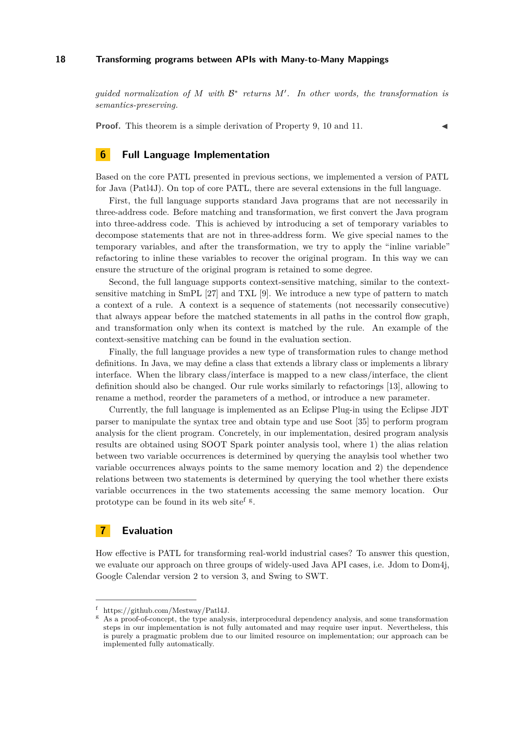*guided normalization of $M$ with $\mathcal{B}^*$ returns $M'$. In other words, the transformation is semantics-preserving.*

**Proof.** This theorem is a simple derivation of Property 9, 10 and 11. ◀

## 6 Full Language Implementation

Based on the core PATL presented in previous sections, we implemented a version of PATL for Java (Patl4J). On top of core PATL, there are several extensions in the full language.

First, the full language supports standard Java programs that are not necessarily in three-address code. Before matching and transformation, we first convert the Java program into three-address code. This is achieved by introducing a set of temporary variables to decompose statements that are not in three-address form. We give special names to the temporary variables, and after the transformation, we try to apply the "inline variable" refactoring to inline these variables to recover the original program. In this way we can ensure the structure of the original program is retained to some degree.

Second, the full language supports context-sensitive matching, similar to the context-sensitive matching in SmPL [27] and TXL [9]. We introduce a new type of pattern to match a context of a rule. A context is a sequence of statements (not necessarily consecutive) that always appear before the matched statements in all paths in the control flow graph, and transformation only when its context is matched by the rule. An example of the context-sensitive matching can be found in the evaluation section.

Finally, the full language provides a new type of transformation rules to change method definitions. In Java, we may define a class that extends a library class or implements a library interface. When the library class/interface is mapped to a new class/interface, the client definition should also be changed. Our rule works similarly to refactorings [13], allowing to rename a method, reorder the parameters of a method, or introduce a new parameter.

Currently, the full language is implemented as an Eclipse Plug-in using the Eclipse JDT parser to manipulate the syntax tree and obtain type and use Soot [35] to perform program analysis for the client program. Concretely, in our implementation, desired program analysis results are obtained using SOOT Spark pointer analysis tool, where 1) the alias relation between two variable occurrences is determined by querying the anaylsis tool whether two variable occurrences always points to the same memory location and 2) the dependence relations between two statements is determined by querying the tool whether there exists variable occurrences in the two statements accessing the same memory location. Our prototype can be found in its web site[f] [g].

## 7 Evaluation

How effective is PATL for transforming real-world industrial cases? To answer this question, we evaluate our approach on three groups of widely-used Java API cases, i.e. Jdom to Dom4j, Google Calendar version 2 to version 3, and Swing to SWT.

---

[f] https://github.com/Mestway/Patl4J.

[g] As a proof-of-concept, the type analysis, interprocedural dependency analysis, and some transformation steps in our implementation is not fully automated and may require user input. Nevertheless, this is purely a pragmatic problem due to our limited resource on implementation; our approach can be implemented fully automatically.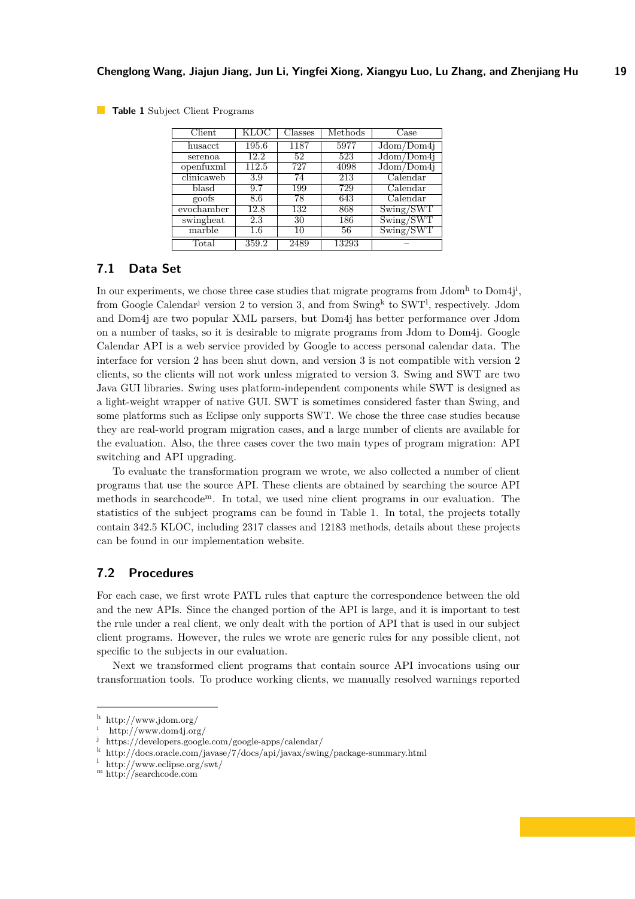**Table 1** Subject Client Programs

| Client | KLOC | Classes | Methods | Case |
|---|---|---|---|---|
| husacct | 195.6 | 1187 | 5977 | Jdom/Dom4j |
| serenoa | 12.2 | 52 | 523 | Jdom/Dom4j |
| openfuxml | 112.5 | 727 | 4098 | Jdom/Dom4j |
| clinicaweb | 3.9 | 74 | 213 | Calendar |
| blasd | 9.7 | 199 | 729 | Calendar |
| goofs | 8.6 | 78 | 643 | Calendar |
| evochamber | 12.8 | 132 | 868 | Swing/SWT |
| swingheat | 2.3 | 30 | 186 | Swing/SWT |
| marble | 1.6 | 10 | 56 | Swing/SWT |
| Total | 359.2 | 2489 | 13293 | – |

## 7.1 Data Set

In our experiments, we chose three case studies that migrate programs from Jdom[h] to Dom4j[i], from Google Calendar[j] version 2 to version 3, and from Swing[k] to SWT[l], respectively. Jdom and Dom4j are two popular XML parsers, but Dom4j has better performance over Jdom on a number of tasks, so it is desirable to migrate programs from Jdom to Dom4j. Google Calendar API is a web service provided by Google to access personal calendar data. The interface for version 2 has been shut down, and version 3 is not compatible with version 2 clients, so the clients will not work unless migrated to version 3. Swing and SWT are two Java GUI libraries. Swing uses platform-independent components while SWT is designed as a light-weight wrapper of native GUI. SWT is sometimes considered faster than Swing, and some platforms such as Eclipse only supports SWT. We chose the three case studies because they are real-world program migration cases, and a large number of clients are available for the evaluation. Also, the three cases cover the two main types of program migration: API switching and API upgrading.

To evaluate the transformation program we wrote, we also collected a number of client programs that use the source API. These clients are obtained by searching the source API methods in searchcode[m]. In total, we used nine client programs in our evaluation. The statistics of the subject programs can be found in Table 1. In total, the projects totally contain 342.5 KLOC, including 2317 classes and 12183 methods, details about these projects can be found in our implementation website.

## 7.2 Procedures

For each case, we first wrote PATL rules that capture the correspondence between the old and the new APIs. Since the changed portion of the API is large, and it is important to test the rule under a real client, we only dealt with the portion of API that is used in our subject client programs. However, the rules we wrote are generic rules for any possible client, not specific to the subjects in our evaluation.

Next we transformed client programs that contain source API invocations using our transformation tools. To produce working clients, we manually resolved warnings reported

---

[h] http://www.jdom.org/
[i] http://www.dom4j.org/
[j] https://developers.google.com/google-apps/calendar/
[k] http://docs.oracle.com/javase/7/docs/api/javax/swing/package-summary.html
[l] http://www.eclipse.org/swt/
[m] http://searchcode.com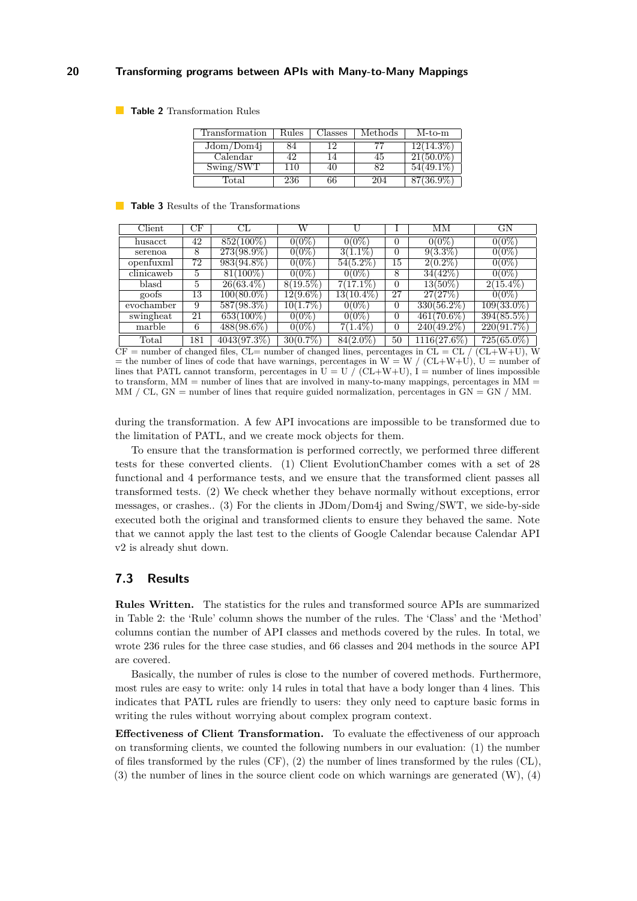**Table 2** Transformation Rules

| Transformation | Rules | Classes | Methods | M-to-m |
|---|---|---|---|---|
| Jdom/Dom4j | 84 | 12 | 77 | 12(14.3%) |
| Calendar | 42 | 14 | 45 | 21(50.0%) |
| Swing/SWT | 110 | 40 | 82 | 54(49.1%) |
| Total | 236 | 66 | 204 | 87(36.9%) |

**Table 3** Results of the Transformations

| Client | CF | CL | W | U | I | MM | GN |
|---|---|---|---|---|---|---|---|
| husacct | 42 | 852(100%) | 0(0%) | 0(0%) | 0 | 0(0%) | 0(0%) |
| serenoa | 8 | 273(98.9%) | 0(0%) | 3(1.1%) | 0 | 9(3.3%) | 0(0%) |
| openfuxml | 72 | 983(94.8%) | 0(0%) | 54(5.2%) | 15 | 2(0.2%) | 0(0%) |
| clinicaweb | 5 | 81(100%) | 0(0%) | 0(0%) | 8 | 34(42%) | 0(0%) |
| blasd | 5 | 26(63.4%) | 8(19.5%) | 7(17.1%) | 0 | 13(50%) | 2(15.4%) |
| goofs | 13 | 100(80.0%) | 12(9.6%) | 13(10.4%) | 27 | 27(27%) | 0(0%) |
| evochamber | 9 | 587(98.3%) | 10(1.7%) | 0(0%) | 0 | 330(56.2%) | 109(33.0%) |
| swingheat | 21 | 653(100%) | 0(0%) | 0(0%) | 0 | 461(70.6%) | 394(85.5%) |
| marble | 6 | 488(98.6%) | 0(0%) | 7(1.4%) | 0 | 240(49.2%) | 220(91.7%) |
| Total | 181 | 4043(97.3%) | 30(0.7%) | 84(2.0%) | 50 | 1116(27.6%) | 725(65.0%) |

CF = number of changed files, CL= number of changed lines, percentages in CL = CL / (CL+W+U), W = the number of lines of code that have warnings, percentages in W = W / (CL+W+U), U = number of lines that PATL cannot transform, percentages in U = U / (CL+W+U), I = number of lines impossible to transform, MM = number of lines that are involved in many-to-many mappings, percentages in MM = MM / CL, GN = number of lines that require guided normalization, percentages in GN = GN / MM.

during the transformation. A few API invocations are impossible to be transformed due to the limitation of PATL, and we create mock objects for them.

To ensure that the transformation is performed correctly, we performed three different tests for these converted clients. (1) Client EvolutionChamber comes with a set of 28 functional and 4 performance tests, and we ensure that the transformed client passes all transformed tests. (2) We check whether they behave normally without exceptions, error messages, or crashes.. (3) For the clients in JDom/Dom4j and Swing/SWT, we side-by-side executed both the original and transformed clients to ensure they behaved the same. Note that we cannot apply the last test to the clients of Google Calendar because Calendar API v2 is already shut down.

## 7.3 Results

**Rules Written.** The statistics for the rules and transformed source APIs are summarized in Table 2: the 'Rule' column shows the number of the rules. The 'Class' and the 'Method' columns contian the number of API classes and methods covered by the rules. In total, we wrote 236 rules for the three case studies, and 66 classes and 204 methods in the source API are covered.

Basically, the number of rules is close to the number of covered methods. Furthermore, most rules are easy to write: only 14 rules in total that have a body longer than 4 lines. This indicates that PATL rules are friendly to users: they only need to capture basic forms in writing the rules without worrying about complex program context.

**Effectiveness of Client Transformation.** To evaluate the effectiveness of our approach on transforming clients, we counted the following numbers in our evaluation: (1) the number of files transformed by the rules (CF), (2) the number of lines transformed by the rules (CL), (3) the number of lines in the source client code on which warnings are generated (W), (4)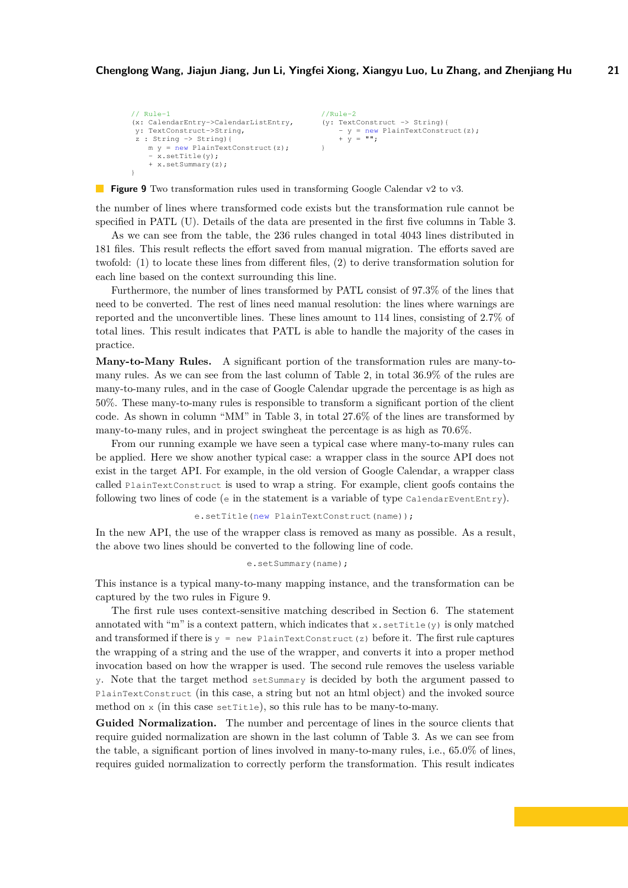```
// Rule-1
(x: CalendarEntry->CalendarListEntry,
 y: TextConstruct->String,
 z : String -> String){
    m y = new PlainTextConstruct(z);
    - x.setTitle(y);
    + x.setSummary(z);
}
```

```
//Rule-2
(y: TextConstruct -> String){
    - y = new PlainTextConstruct(z);
    + y = "";
}
```

**Figure 9** Two transformation rules used in transforming Google Calendar v2 to v3.

the number of lines where transformed code exists but the transformation rule cannot be specified in PATL (U). Details of the data are presented in the first five columns in Table 3.

As we can see from the table, the 236 rules changed in total 4043 lines distributed in 181 files. This result reflects the effort saved from manual migration. The efforts saved are twofold: (1) to locate these lines from different files, (2) to derive transformation solution for each line based on the context surrounding this line.

Furthermore, the number of lines transformed by PATL consist of 97.3% of the lines that need to be converted. The rest of lines need manual resolution: the lines where warnings are reported and the unconvertible lines. These lines amount to 114 lines, consisting of 2.7% of total lines. This result indicates that PATL is able to handle the majority of the cases in practice.

**Many-to-Many Rules.** A significant portion of the transformation rules are many-to-many rules. As we can see from the last column of Table 2, in total 36.9% of the rules are many-to-many rules, and in the case of Google Calendar upgrade the percentage is as high as 50%. These many-to-many rules is responsible to transform a significant portion of the client code. As shown in column "MM" in Table 3, in total 27.6% of the lines are transformed by many-to-many rules, and in project swingheat the percentage is as high as 70.6%.

From our running example we have seen a typical case where many-to-many rules can be applied. Here we show another typical case: a wrapper class in the source API does not exist in the target API. For example, in the old version of Google Calendar, a wrapper class called `PlainTextConstruct` is used to wrap a string. For example, client goofs contains the following two lines of code (`e` in the statement is a variable of type `CalendarEventEntry`).

```
e.setTitle(new PlainTextConstruct(name));
```

In the new API, the use of the wrapper class is removed as many as possible. As a result, the above two lines should be converted to the following line of code.

```
e.setSummary(name);
```

This instance is a typical many-to-many mapping instance, and the transformation can be captured by the two rules in Figure 9.

The first rule uses context-sensitive matching described in Section 6. The statement annotated with "m" is a context pattern, which indicates that `x.setTitle(y)` is only matched and transformed if there is `y = new PlainTextConstruct(z)` before it. The first rule captures the wrapping of a string and the use of the wrapper, and converts it into a proper method invocation based on how the wrapper is used. The second rule removes the useless variable `y`. Note that the target method `setSummary` is decided by both the argument passed to `PlainTextConstruct` (in this case, a string but not an html object) and the invoked source method on `x` (in this case `setTitle`), so this rule has to be many-to-many.

**Guided Normalization.** The number and percentage of lines in the source clients that require guided normalization are shown in the last column of Table 3. As we can see from the table, a significant portion of lines involved in many-to-many rules, i.e., 65.0% of lines, requires guided normalization to correctly perform the transformation. This result indicates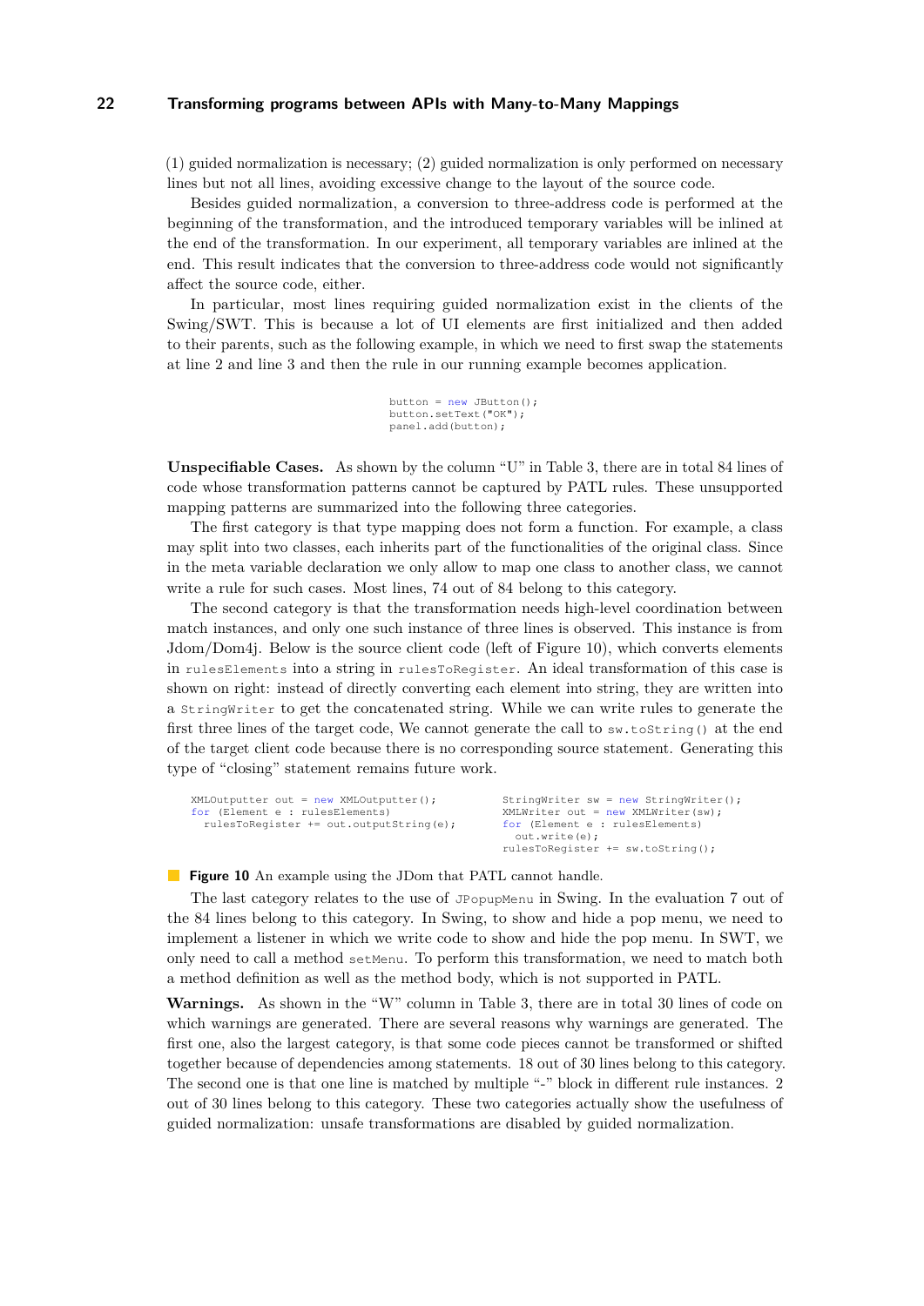(1) guided normalization is necessary; (2) guided normalization is only performed on necessary lines but not all lines, avoiding excessive change to the layout of the source code.

Besides guided normalization, a conversion to three-address code is performed at the beginning of the transformation, and the introduced temporary variables will be inlined at the end of the transformation. In our experiment, all temporary variables are inlined at the end. This result indicates that the conversion to three-address code would not significantly affect the source code, either.

In particular, most lines requiring guided normalization exist in the clients of the Swing/SWT. This is because a lot of UI elements are first initialized and then added to their parents, such as the following example, in which we need to first swap the statements at line 2 and line 3 and then the rule in our running example becomes application.

```
button = new JButton();
button.setText("OK");
panel.add(button);
```

**Unspecifiable Cases.** As shown by the column "U" in Table 3, there are in total 84 lines of code whose transformation patterns cannot be captured by PATL rules. These unsupported mapping patterns are summarized into the following three categories.

The first category is that type mapping does not form a function. For example, a class may split into two classes, each inherits part of the functionalities of the original class. Since in the meta variable declaration we only allow to map one class to another class, we cannot write a rule for such cases. Most lines, 74 out of 84 belong to this category.

The second category is that the transformation needs high-level coordination between match instances, and only one such instance of three lines is observed. This instance is from Jdom/Dom4j. Below is the source client code (left of Figure 10), which converts elements in `rulesElements` into a string in `rulesToRegister`. An ideal transformation of this case is shown on right: instead of directly converting each element into string, they are written into a `StringWriter` to get the concatenated string. While we can write rules to generate the first three lines of the target code, We cannot generate the call to `sw.toString()` at the end of the target client code because there is no corresponding source statement. Generating this type of "closing" statement remains future work.

```
XMLOutputter out = new XMLOutputter();
for (Element e : rulesElements)
  rulesToRegister += out.outputString(e);
```

```
StringWriter sw = new StringWriter();
XMLWriter out = new XMLWriter(sw);
for (Element e : rulesElements)
  out.write(e);
rulesToRegister += sw.toString();
```

**Figure 10** An example using the JDom that PATL cannot handle.

The last category relates to the use of `JPopupMenu` in Swing. In the evaluation 7 out of the 84 lines belong to this category. In Swing, to show and hide a pop menu, we need to implement a listener in which we write code to show and hide the pop menu. In SWT, we only need to call a method `setMenu`. To perform this transformation, we need to match both a method definition as well as the method body, which is not supported in PATL.

**Warnings.** As shown in the "W" column in Table 3, there are in total 30 lines of code on which warnings are generated. There are several reasons why warnings are generated. The first one, also the largest category, is that some code pieces cannot be transformed or shifted together because of dependencies among statements. 18 out of 30 lines belong to this category. The second one is that one line is matched by multiple "-" block in different rule instances. 2 out of 30 lines belong to this category. These two categories actually show the usefulness of guided normalization: unsafe transformations are disabled by guided normalization.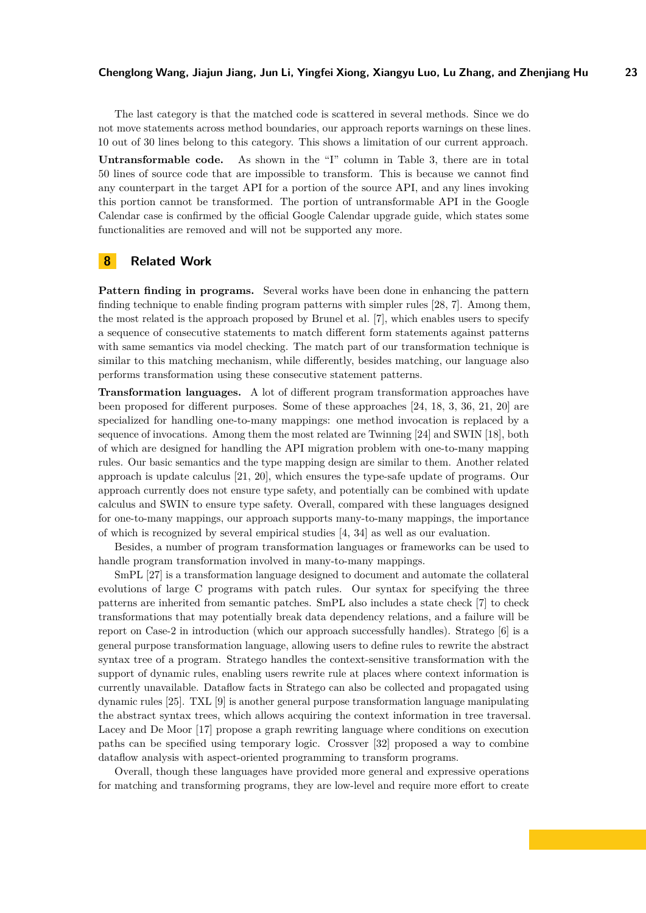The last category is that the matched code is scattered in several methods. Since we do not move statements across method boundaries, our approach reports warnings on these lines. 10 out of 30 lines belong to this category. This shows a limitation of our current approach.

**Untransformable code.** As shown in the "I" column in Table 3, there are in total 50 lines of source code that are impossible to transform. This is because we cannot find any counterpart in the target API for a portion of the source API, and any lines invoking this portion cannot be transformed. The portion of untransformable API in the Google Calendar case is confirmed by the official Google Calendar upgrade guide, which states some functionalities are removed and will not be supported any more.

## 8 Related Work

**Pattern finding in programs.** Several works have been done in enhancing the pattern finding technique to enable finding program patterns with simpler rules [28, 7]. Among them, the most related is the approach proposed by Brunel et al. [7], which enables users to specify a sequence of consecutive statements to match different form statements against patterns with same semantics via model checking. The match part of our transformation technique is similar to this matching mechanism, while differently, besides matching, our language also performs transformation using these consecutive statement patterns.

**Transformation languages.** A lot of different program transformation approaches have been proposed for different purposes. Some of these approaches [24, 18, 3, 36, 21, 20] are specialized for handling one-to-many mappings: one method invocation is replaced by a sequence of invocations. Among them the most related are Twinning [24] and SWIN [18], both of which are designed for handling the API migration problem with one-to-many mapping rules. Our basic semantics and the type mapping design are similar to them. Another related approach is update calculus [21, 20], which ensures the type-safe update of programs. Our approach currently does not ensure type safety, and potentially can be combined with update calculus and SWIN to ensure type safety. Overall, compared with these languages designed for one-to-many mappings, our approach supports many-to-many mappings, the importance of which is recognized by several empirical studies [4, 34] as well as our evaluation.

Besides, a number of program transformation languages or frameworks can be used to handle program transformation involved in many-to-many mappings.

SmPL [27] is a transformation language designed to document and automate the collateral evolutions of large C programs with patch rules. Our syntax for specifying the three patterns are inherited from semantic patches. SmPL also includes a state check [7] to check transformations that may potentially break data dependency relations, and a failure will be report on Case-2 in introduction (which our approach successfully handles). Stratego [6] is a general purpose transformation language, allowing users to define rules to rewrite the abstract syntax tree of a program. Stratego handles the context-sensitive transformation with the support of dynamic rules, enabling users rewrite rule at places where context information is currently unavailable. Dataflow facts in Stratego can also be collected and propagated using dynamic rules [25]. TXL [9] is another general purpose transformation language manipulating the abstract syntax trees, which allows acquiring the context information in tree traversal. Lacey and De Moor [17] propose a graph rewriting language where conditions on execution paths can be specified using temporary logic. Crossver [32] proposed a way to combine dataflow analysis with aspect-oriented programming to transform programs.

Overall, though these languages have provided more general and expressive operations for matching and transforming programs, they are low-level and require more effort to create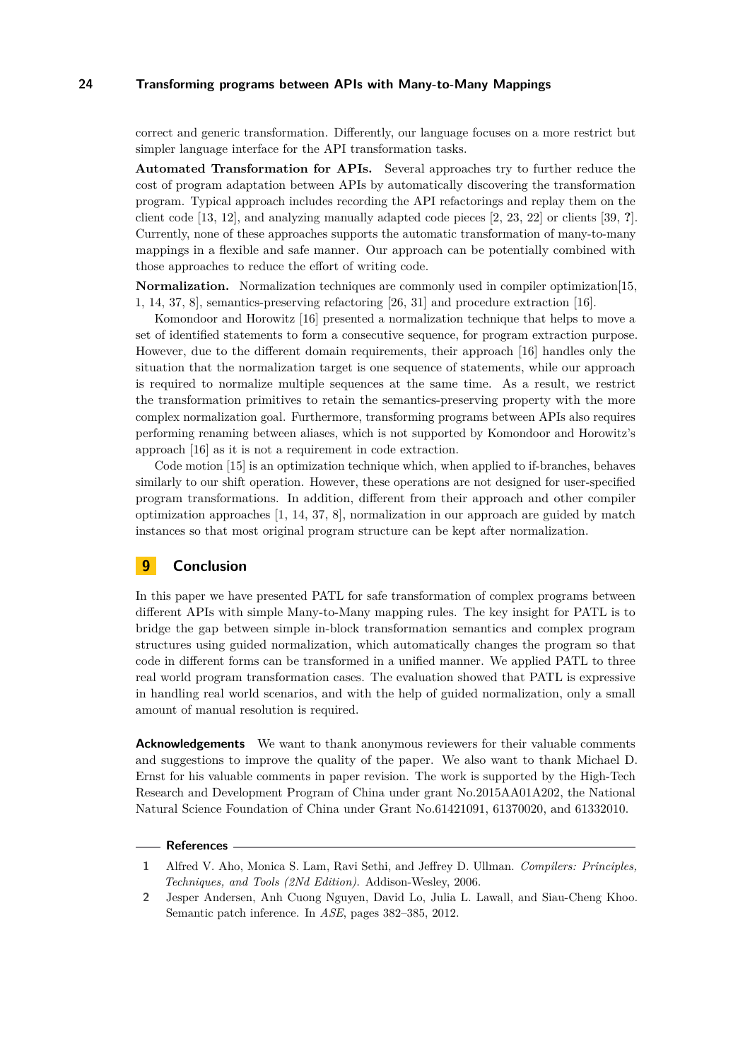correct and generic transformation. Differently, our language focuses on a more restrict but simpler language interface for the API transformation tasks.

**Automated Transformation for APIs.** Several approaches try to further reduce the cost of program adaptation between APIs by automatically discovering the transformation program. Typical approach includes recording the API refactorings and replay them on the client code [13, 12], and analyzing manually adapted code pieces [2, 23, 22] or clients [39, **?**]. Currently, none of these approaches supports the automatic transformation of many-to-many mappings in a flexible and safe manner. Our approach can be potentially combined with those approaches to reduce the effort of writing code.

**Normalization.** Normalization techniques are commonly used in compiler optimization[15, 1, 14, 37, 8], semantics-preserving refactoring [26, 31] and procedure extraction [16].

Komondoor and Horowitz [16] presented a normalization technique that helps to move a set of identified statements to form a consecutive sequence, for program extraction purpose. However, due to the different domain requirements, their approach [16] handles only the situation that the normalization target is one sequence of statements, while our approach is required to normalize multiple sequences at the same time. As a result, we restrict the transformation primitives to retain the semantics-preserving property with the more complex normalization goal. Furthermore, transforming programs between APIs also requires performing renaming between aliases, which is not supported by Komondoor and Horowitz's approach [16] as it is not a requirement in code extraction.

Code motion [15] is an optimization technique which, when applied to if-branches, behaves similarly to our shift operation. However, these operations are not designed for user-specified program transformations. In addition, different from their approach and other compiler optimization approaches [1, 14, 37, 8], normalization in our approach are guided by match instances so that most original program structure can be kept after normalization.

## 9 Conclusion

In this paper we have presented PATL for safe transformation of complex programs between different APIs with simple Many-to-Many mapping rules. The key insight for PATL is to bridge the gap between simple in-block transformation semantics and complex program structures using guided normalization, which automatically changes the program so that code in different forms can be transformed in a unified manner. We applied PATL to three real world program transformation cases. The evaluation showed that PATL is expressive in handling real world scenarios, and with the help of guided normalization, only a small amount of manual resolution is required.

**Acknowledgements** We want to thank anonymous reviewers for their valuable comments and suggestions to improve the quality of the paper. We also want to thank Michael D. Ernst for his valuable comments in paper revision. The work is supported by the High-Tech Research and Development Program of China under grant No.2015AA01A202, the National Natural Science Foundation of China under Grant No.61421091, 61370020, and 61332010.

## References

1. Alfred V. Aho, Monica S. Lam, Ravi Sethi, and Jeffrey D. Ullman. *Compilers: Principles, Techniques, and Tools (2Nd Edition)*. Addison-Wesley, 2006.
2. Jesper Andersen, Anh Cuong Nguyen, David Lo, Julia L. Lawall, and Siau-Cheng Khoo. Semantic patch inference. In *ASE*, pages 382–385, 2012.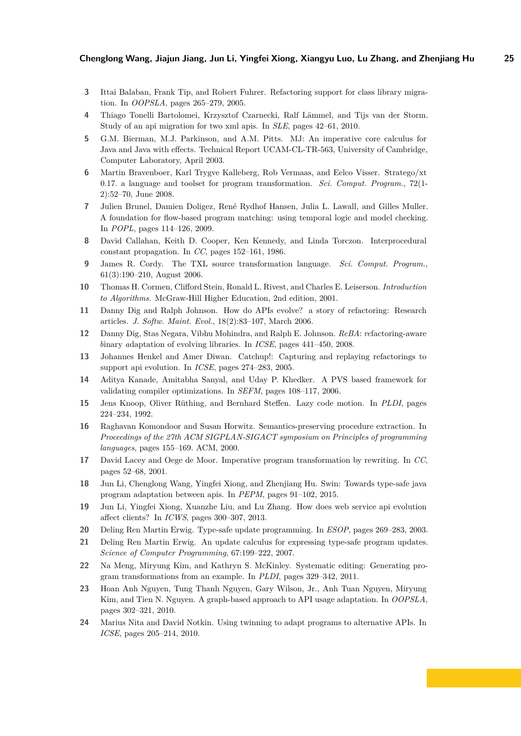3. Ittai Balaban, Frank Tip, and Robert Fuhrer. Refactoring support for class library migration. In *OOPSLA*, pages 265–279, 2005.
4. Thiago Tonelli Bartolomei, Krzysztof Czarnecki, Ralf Lämmel, and Tijs van der Storm. Study of an api migration for two xml apis. In *SLE*, pages 42–61, 2010.
5. G.M. Bierman, M.J. Parkinson, and A.M. Pitts. MJ: An imperative core calculus for Java and Java with effects. Technical Report UCAM-CL-TR-563, University of Cambridge, Computer Laboratory, April 2003.
6. Martin Bravenboer, Karl Trygve Kalleberg, Rob Vermaas, and Eelco Visser. Stratego/xt 0.17. a language and toolset for program transformation. *Sci. Comput. Program.*, 72(1-2):52–70, June 2008.
7. Julien Brunel, Damien Doligez, René Rydhof Hansen, Julia L. Lawall, and Gilles Muller. A foundation for flow-based program matching: using temporal logic and model checking. In *POPL*, pages 114–126, 2009.
8. David Callahan, Keith D. Cooper, Ken Kennedy, and Linda Torczon. Interprocedural constant propagation. In *CC*, pages 152–161, 1986.
9. James R. Cordy. The TXL source transformation language. *Sci. Comput. Program.*, 61(3):190–210, August 2006.
10. Thomas H. Cormen, Clifford Stein, Ronald L. Rivest, and Charles E. Leiserson. *Introduction to Algorithms*. McGraw-Hill Higher Education, 2nd edition, 2001.
11. Danny Dig and Ralph Johnson. How do APIs evolve? a story of refactoring: Research articles. *J. Softw. Maint. Evol.*, 18(2):83–107, March 2006.
12. Danny Dig, Stas Negara, Vibhu Mohindra, and Ralph E. Johnson. *ReBA*: *re*factoring-aware *b*inary *a*daptation of evolving libraries. In *ICSE*, pages 441–450, 2008.
13. Johannes Henkel and Amer Diwan. Catchup!: Capturing and replaying refactorings to support api evolution. In *ICSE*, pages 274–283, 2005.
14. Aditya Kanade, Amitabha Sanyal, and Uday P. Khedker. A PVS based framework for validating compiler optimizations. In *SEFM*, pages 108–117, 2006.
15. Jens Knoop, Oliver Rüthing, and Bernhard Steffen. Lazy code motion. In *PLDI*, pages 224–234, 1992.
16. Raghavan Komondoor and Susan Horwitz. Semantics-preserving procedure extraction. In *Proceedings of the 27th ACM SIGPLAN-SIGACT symposium on Principles of programming languages*, pages 155–169. ACM, 2000.
17. David Lacey and Oege de Moor. Imperative program transformation by rewriting. In *CC*, pages 52–68, 2001.
18. Jun Li, Chenglong Wang, Yingfei Xiong, and Zhenjiang Hu. Swin: Towards type-safe java program adaptation between apis. In *PEPM*, pages 91–102, 2015.
19. Jun Li, Yingfei Xiong, Xuanzhe Liu, and Lu Zhang. How does web service api evolution affect clients? In *ICWS*, pages 300–307, 2013.
20. Deling Ren Martin Erwig. Type-safe update programming. In *ESOP*, pages 269–283, 2003.
21. Deling Ren Martin Erwig. An update calculus for expressing type-safe program updates. *Science of Computer Programming*, 67:199–222, 2007.
22. Na Meng, Miryung Kim, and Kathryn S. McKinley. Systematic editing: Generating program transformations from an example. In *PLDI*, pages 329–342, 2011.
23. Hoan Anh Nguyen, Tung Thanh Nguyen, Gary Wilson, Jr., Anh Tuan Nguyen, Miryung Kim, and Tien N. Nguyen. A graph-based approach to API usage adaptation. In *OOPSLA*, pages 302–321, 2010.
24. Marius Nita and David Notkin. Using twinning to adapt programs to alternative APIs. In *ICSE*, pages 205–214, 2010.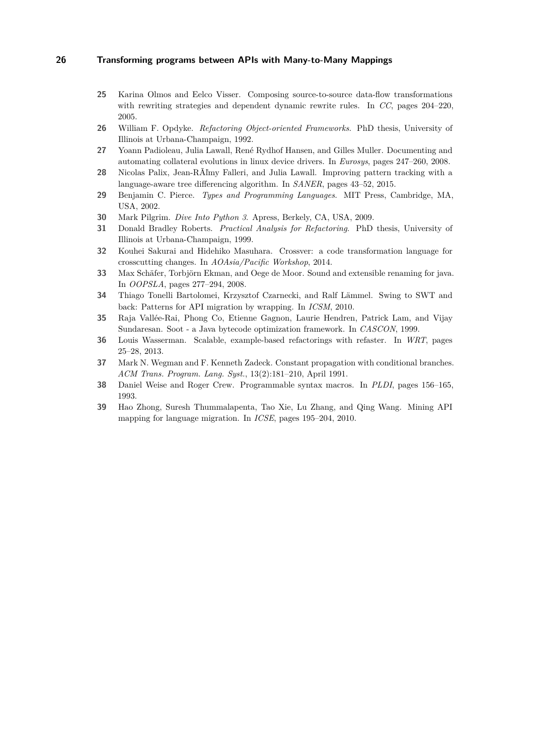25 Karina Olmos and Eelco Visser. Composing source-to-source data-flow transformations with rewriting strategies and dependent dynamic rewrite rules. In *CC*, pages 204–220, 2005.

26 William F. Opdyke. *Refactoring Object-oriented Frameworks*. PhD thesis, University of Illinois at Urbana-Champaign, 1992.

27 Yoann Padioleau, Julia Lawall, René Rydhof Hansen, and Gilles Muller. Documenting and automating collateral evolutions in linux device drivers. In *Eurosys*, pages 247–260, 2008.

28 Nicolas Palix, Jean-RĂľmy Falleri, and Julia Lawall. Improving pattern tracking with a language-aware tree differencing algorithm. In *SANER*, pages 43–52, 2015.

29 Benjamin C. Pierce. *Types and Programming Languages*. MIT Press, Cambridge, MA, USA, 2002.

30 Mark Pilgrim. *Dive Into Python 3*. Apress, Berkely, CA, USA, 2009.

31 Donald Bradley Roberts. *Practical Analysis for Refactoring*. PhD thesis, University of Illinois at Urbana-Champaign, 1999.

32 Kouhei Sakurai and Hidehiko Masuhara. Crossver: a code transformation language for crosscutting changes. In *AOAsia/Pacific Workshop*, 2014.

33 Max Schäfer, Torbjörn Ekman, and Oege de Moor. Sound and extensible renaming for java. In *OOPSLA*, pages 277–294, 2008.

34 Thiago Tonelli Bartolomei, Krzysztof Czarnecki, and Ralf Lämmel. Swing to SWT and back: Patterns for API migration by wrapping. In *ICSM*, 2010.

35 Raja Vallée-Rai, Phong Co, Etienne Gagnon, Laurie Hendren, Patrick Lam, and Vijay Sundaresan. Soot - a Java bytecode optimization framework. In *CASCON*, 1999.

36 Louis Wasserman. Scalable, example-based refactorings with refaster. In *WRT*, pages 25–28, 2013.

37 Mark N. Wegman and F. Kenneth Zadeck. Constant propagation with conditional branches. *ACM Trans. Program. Lang. Syst.*, 13(2):181–210, April 1991.

38 Daniel Weise and Roger Crew. Programmable syntax macros. In *PLDI*, pages 156–165, 1993.

39 Hao Zhong, Suresh Thummalapenta, Tao Xie, Lu Zhang, and Qing Wang. Mining API mapping for language migration. In *ICSE*, pages 195–204, 2010.